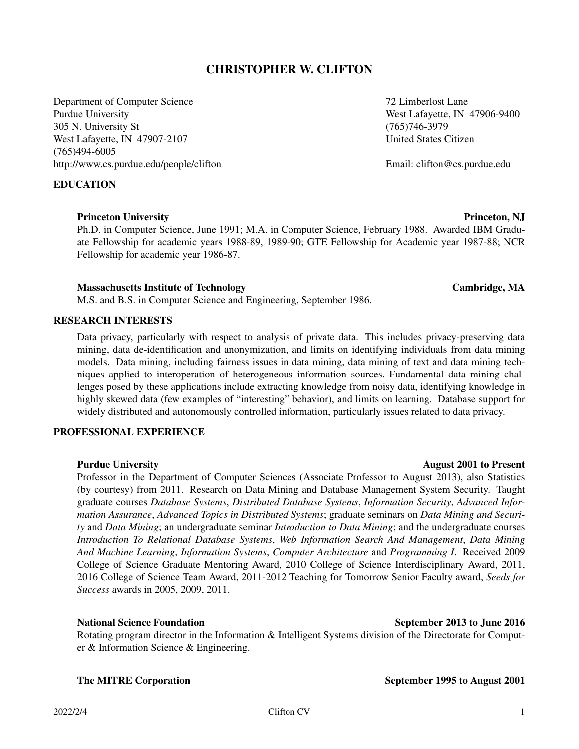# CHRISTOPHER W. CLIFTON

Department of Computer Science
Purdue University
305 N. University St
West Lafayette, IN 47907-2107
(765)494-6005
http://www.cs.purdue.edu/people/clifton

72 Limberlost Lane
West Lafayette, IN 47906-9400
(765)746-3979
United States Citizen

Email: clifton@cs.purdue.edu

## EDUCATION

**Princeton University** — **Princeton, NJ**

Ph.D. in Computer Science, June 1991; M.A. in Computer Science, February 1988. Awarded IBM Graduate Fellowship for academic years 1988-89, 1989-90; GTE Fellowship for Academic year 1987-88; NCR Fellowship for academic year 1986-87.

**Massachusetts Institute of Technology** — **Cambridge, MA**

M.S. and B.S. in Computer Science and Engineering, September 1986.

## RESEARCH INTERESTS

Data privacy, particularly with respect to analysis of private data. This includes privacy-preserving data mining, data de-identification and anonymization, and limits on identifying individuals from data mining models. Data mining, including fairness issues in data mining, data mining of text and data mining techniques applied to interoperation of heterogeneous information sources. Fundamental data mining challenges posed by these applications include extracting knowledge from noisy data, identifying knowledge in highly skewed data (few examples of "interesting" behavior), and limits on learning. Database support for widely distributed and autonomously controlled information, particularly issues related to data privacy.

## PROFESSIONAL EXPERIENCE

**Purdue University** — **August 2001 to Present**

Professor in the Department of Computer Sciences (Associate Professor to August 2013), also Statistics (by courtesy) from 2011. Research on Data Mining and Database Management System Security. Taught graduate courses *Database Systems*, *Distributed Database Systems*, *Information Security*, *Advanced Information Assurance*, *Advanced Topics in Distributed Systems*; graduate seminars on *Data Mining and Security* and *Data Mining*; an undergraduate seminar *Introduction to Data Mining*; and the undergraduate courses *Introduction To Relational Database Systems*, *Web Information Search And Management*, *Data Mining And Machine Learning*, *Information Systems*, *Computer Architecture* and *Programming I*. Received 2009 College of Science Graduate Mentoring Award, 2010 College of Science Interdisciplinary Award, 2011, 2016 College of Science Team Award, 2011-2012 Teaching for Tomorrow Senior Faculty award, *Seeds for Success* awards in 2005, 2009, 2011.

**National Science Foundation** — **September 2013 to June 2016**

Rotating program director in the Information & Intelligent Systems division of the Directorate for Computer & Information Science & Engineering.

**The MITRE Corporation** — **September 1995 to August 2001**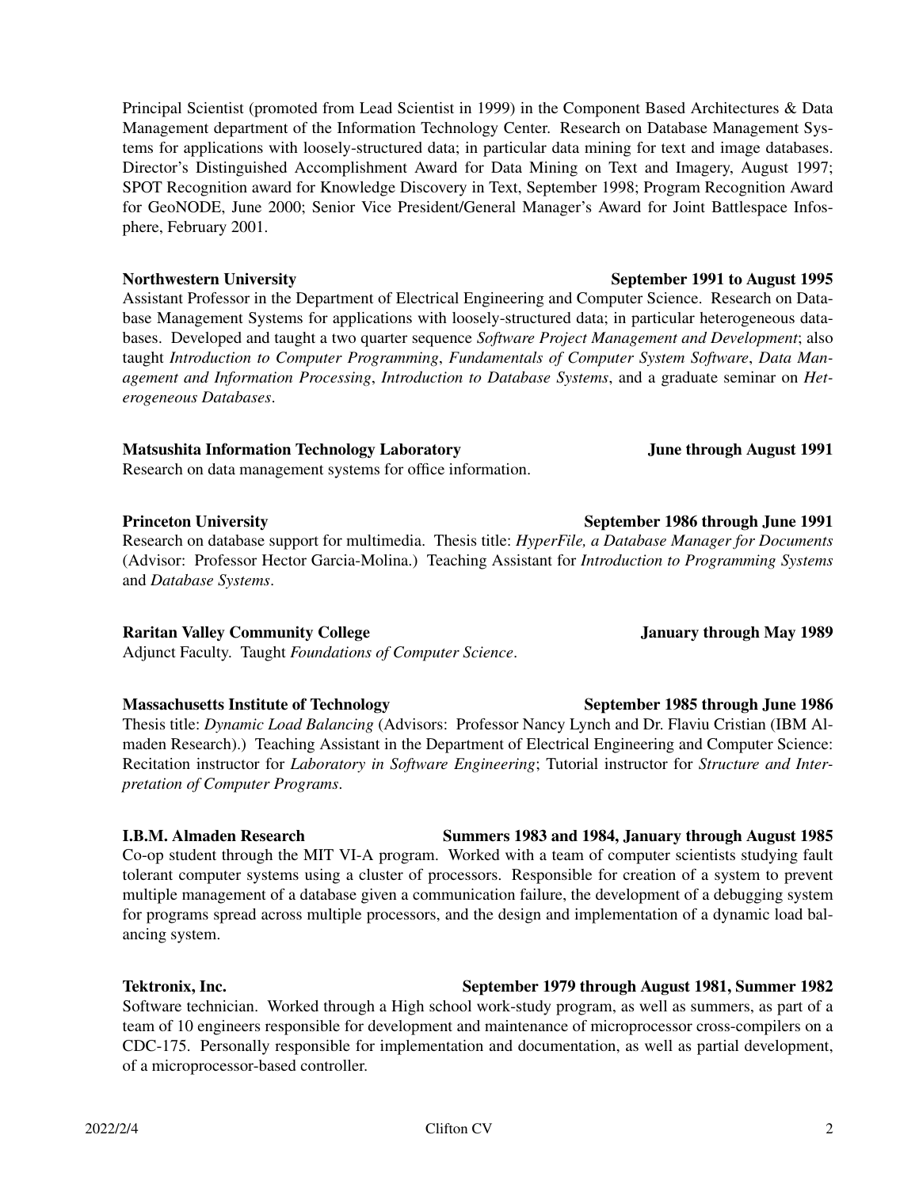Principal Scientist (promoted from Lead Scientist in 1999) in the Component Based Architectures & Data Management department of the Information Technology Center. Research on Database Management Systems for applications with loosely-structured data; in particular data mining for text and image databases. Director's Distinguished Accomplishment Award for Data Mining on Text and Imagery, August 1997; SPOT Recognition award for Knowledge Discovery in Text, September 1998; Program Recognition Award for GeoNODE, June 2000; Senior Vice President/General Manager's Award for Joint Battlespace Infosphere, February 2001.

**Northwestern University** — **September 1991 to August 1995**

Assistant Professor in the Department of Electrical Engineering and Computer Science. Research on Database Management Systems for applications with loosely-structured data; in particular heterogeneous databases. Developed and taught a two quarter sequence *Software Project Management and Development*; also taught *Introduction to Computer Programming*, *Fundamentals of Computer System Software*, *Data Management and Information Processing*, *Introduction to Database Systems*, and a graduate seminar on *Heterogeneous Databases*.

**Matsushita Information Technology Laboratory** — **June through August 1991**

Research on data management systems for office information.

**Princeton University** — **September 1986 through June 1991**

Research on database support for multimedia. Thesis title: *HyperFile, a Database Manager for Documents* (Advisor: Professor Hector Garcia-Molina.) Teaching Assistant for *Introduction to Programming Systems* and *Database Systems*.

**Raritan Valley Community College** — **January through May 1989**

Adjunct Faculty. Taught *Foundations of Computer Science*.

**Massachusetts Institute of Technology** — **September 1985 through June 1986**

Thesis title: *Dynamic Load Balancing* (Advisors: Professor Nancy Lynch and Dr. Flaviu Cristian (IBM Almaden Research).) Teaching Assistant in the Department of Electrical Engineering and Computer Science: Recitation instructor for *Laboratory in Software Engineering*; Tutorial instructor for *Structure and Interpretation of Computer Programs*.

**I.B.M. Almaden Research** — **Summers 1983 and 1984, January through August 1985**

Co-op student through the MIT VI-A program. Worked with a team of computer scientists studying fault tolerant computer systems using a cluster of processors. Responsible for creation of a system to prevent multiple management of a database given a communication failure, the development of a debugging system for programs spread across multiple processors, and the design and implementation of a dynamic load balancing system.

**Tektronix, Inc.** — **September 1979 through August 1981, Summer 1982**

Software technician. Worked through a High school work-study program, as well as summers, as part of a team of 10 engineers responsible for development and maintenance of microprocessor cross-compilers on a CDC-175. Personally responsible for implementation and documentation, as well as partial development, of a microprocessor-based controller.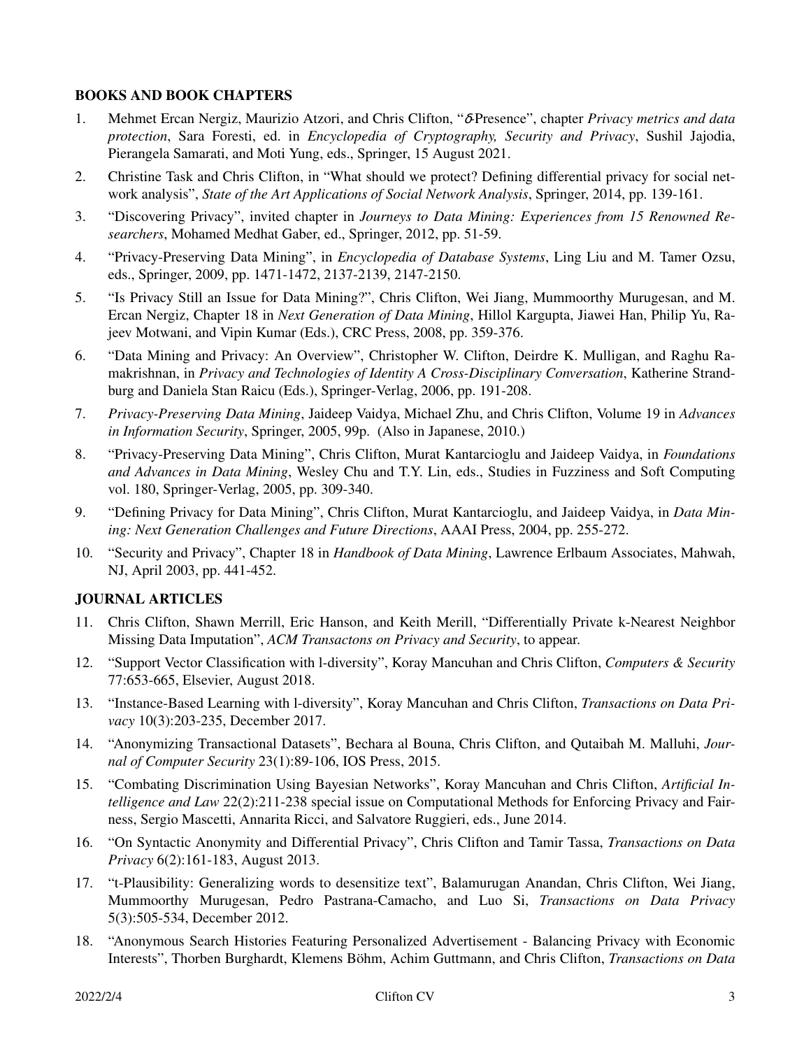## BOOKS AND BOOK CHAPTERS

1. Mehmet Ercan Nergiz, Maurizio Atzori, and Chris Clifton, "$\delta$-Presence", chapter *Privacy metrics and data protection*, Sara Foresti, ed. in *Encyclopedia of Cryptography, Security and Privacy*, Sushil Jajodia, Pierangela Samarati, and Moti Yung, eds., Springer, 15 August 2021.
2. Christine Task and Chris Clifton, in "What should we protect? Defining differential privacy for social network analysis", *State of the Art Applications of Social Network Analysis*, Springer, 2014, pp. 139-161.
3. "Discovering Privacy", invited chapter in *Journeys to Data Mining: Experiences from 15 Renowned Researchers*, Mohamed Medhat Gaber, ed., Springer, 2012, pp. 51-59.
4. "Privacy-Preserving Data Mining", in *Encyclopedia of Database Systems*, Ling Liu and M. Tamer Ozsu, eds., Springer, 2009, pp. 1471-1472, 2137-2139, 2147-2150.
5. "Is Privacy Still an Issue for Data Mining?", Chris Clifton, Wei Jiang, Mummoorthy Murugesan, and M. Ercan Nergiz, Chapter 18 in *Next Generation of Data Mining*, Hillol Kargupta, Jiawei Han, Philip Yu, Rajeev Motwani, and Vipin Kumar (Eds.), CRC Press, 2008, pp. 359-376.
6. "Data Mining and Privacy: An Overview", Christopher W. Clifton, Deirdre K. Mulligan, and Raghu Ramakrishnan, in *Privacy and Technologies of Identity A Cross-Disciplinary Conversation*, Katherine Strandburg and Daniela Stan Raicu (Eds.), Springer-Verlag, 2006, pp. 191-208.
7. *Privacy-Preserving Data Mining*, Jaideep Vaidya, Michael Zhu, and Chris Clifton, Volume 19 in *Advances in Information Security*, Springer, 2005, 99p. (Also in Japanese, 2010.)
8. "Privacy-Preserving Data Mining", Chris Clifton, Murat Kantarcioglu and Jaideep Vaidya, in *Foundations and Advances in Data Mining*, Wesley Chu and T.Y. Lin, eds., Studies in Fuzziness and Soft Computing vol. 180, Springer-Verlag, 2005, pp. 309-340.
9. "Defining Privacy for Data Mining", Chris Clifton, Murat Kantarcioglu, and Jaideep Vaidya, in *Data Mining: Next Generation Challenges and Future Directions*, AAAI Press, 2004, pp. 255-272.
10. "Security and Privacy", Chapter 18 in *Handbook of Data Mining*, Lawrence Erlbaum Associates, Mahwah, NJ, April 2003, pp. 441-452.

## JOURNAL ARTICLES

11. Chris Clifton, Shawn Merrill, Eric Hanson, and Keith Merill, "Differentially Private k-Nearest Neighbor Missing Data Imputation", *ACM Transactons on Privacy and Security*, to appear.
12. "Support Vector Classification with l-diversity", Koray Mancuhan and Chris Clifton, *Computers & Security* 77:653-665, Elsevier, August 2018.
13. "Instance-Based Learning with l-diversity", Koray Mancuhan and Chris Clifton, *Transactions on Data Privacy* 10(3):203-235, December 2017.
14. "Anonymizing Transactional Datasets", Bechara al Bouna, Chris Clifton, and Qutaibah M. Malluhi, *Journal of Computer Security* 23(1):89-106, IOS Press, 2015.
15. "Combating Discrimination Using Bayesian Networks", Koray Mancuhan and Chris Clifton, *Artificial Intelligence and Law* 22(2):211-238 special issue on Computational Methods for Enforcing Privacy and Fairness, Sergio Mascetti, Annarita Ricci, and Salvatore Ruggieri, eds., June 2014.
16. "On Syntactic Anonymity and Differential Privacy", Chris Clifton and Tamir Tassa, *Transactions on Data Privacy* 6(2):161-183, August 2013.
17. "t-Plausibility: Generalizing words to desensitize text", Balamurugan Anandan, Chris Clifton, Wei Jiang, Mummoorthy Murugesan, Pedro Pastrana-Camacho, and Luo Si, *Transactions on Data Privacy* 5(3):505-534, December 2012.
18. "Anonymous Search Histories Featuring Personalized Advertisement - Balancing Privacy with Economic Interests", Thorben Burghardt, Klemens Böhm, Achim Guttmann, and Chris Clifton, *Transactions on Data*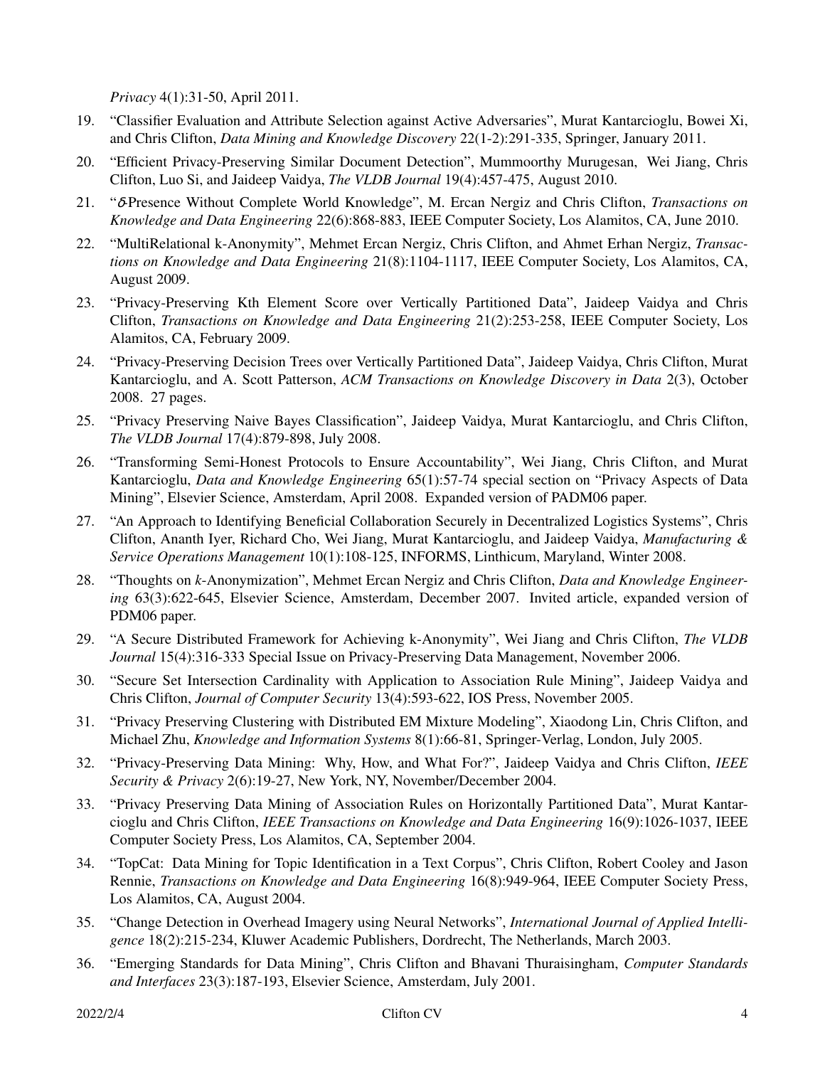*Privacy* 4(1):31-50, April 2011.

19. "Classifier Evaluation and Attribute Selection against Active Adversaries", Murat Kantarcioglu, Bowei Xi, and Chris Clifton, *Data Mining and Knowledge Discovery* 22(1-2):291-335, Springer, January 2011.
20. "Efficient Privacy-Preserving Similar Document Detection", Mummoorthy Murugesan, Wei Jiang, Chris Clifton, Luo Si, and Jaideep Vaidya, *The VLDB Journal* 19(4):457-475, August 2010.
21. "$\delta$-Presence Without Complete World Knowledge", M. Ercan Nergiz and Chris Clifton, *Transactions on Knowledge and Data Engineering* 22(6):868-883, IEEE Computer Society, Los Alamitos, CA, June 2010.
22. "MultiRelational k-Anonymity", Mehmet Ercan Nergiz, Chris Clifton, and Ahmet Erhan Nergiz, *Transactions on Knowledge and Data Engineering* 21(8):1104-1117, IEEE Computer Society, Los Alamitos, CA, August 2009.
23. "Privacy-Preserving Kth Element Score over Vertically Partitioned Data", Jaideep Vaidya and Chris Clifton, *Transactions on Knowledge and Data Engineering* 21(2):253-258, IEEE Computer Society, Los Alamitos, CA, February 2009.
24. "Privacy-Preserving Decision Trees over Vertically Partitioned Data", Jaideep Vaidya, Chris Clifton, Murat Kantarcioglu, and A. Scott Patterson, *ACM Transactions on Knowledge Discovery in Data* 2(3), October 2008. 27 pages.
25. "Privacy Preserving Naive Bayes Classification", Jaideep Vaidya, Murat Kantarcioglu, and Chris Clifton, *The VLDB Journal* 17(4):879-898, July 2008.
26. "Transforming Semi-Honest Protocols to Ensure Accountability", Wei Jiang, Chris Clifton, and Murat Kantarcioglu, *Data and Knowledge Engineering* 65(1):57-74 special section on "Privacy Aspects of Data Mining", Elsevier Science, Amsterdam, April 2008. Expanded version of PADM06 paper.
27. "An Approach to Identifying Beneficial Collaboration Securely in Decentralized Logistics Systems", Chris Clifton, Ananth Iyer, Richard Cho, Wei Jiang, Murat Kantarcioglu, and Jaideep Vaidya, *Manufacturing & Service Operations Management* 10(1):108-125, INFORMS, Linthicum, Maryland, Winter 2008.
28. "Thoughts on *k*-Anonymization", Mehmet Ercan Nergiz and Chris Clifton, *Data and Knowledge Engineering* 63(3):622-645, Elsevier Science, Amsterdam, December 2007. Invited article, expanded version of PDM06 paper.
29. "A Secure Distributed Framework for Achieving k-Anonymity", Wei Jiang and Chris Clifton, *The VLDB Journal* 15(4):316-333 Special Issue on Privacy-Preserving Data Management, November 2006.
30. "Secure Set Intersection Cardinality with Application to Association Rule Mining", Jaideep Vaidya and Chris Clifton, *Journal of Computer Security* 13(4):593-622, IOS Press, November 2005.
31. "Privacy Preserving Clustering with Distributed EM Mixture Modeling", Xiaodong Lin, Chris Clifton, and Michael Zhu, *Knowledge and Information Systems* 8(1):66-81, Springer-Verlag, London, July 2005.
32. "Privacy-Preserving Data Mining: Why, How, and What For?", Jaideep Vaidya and Chris Clifton, *IEEE Security & Privacy* 2(6):19-27, New York, NY, November/December 2004.
33. "Privacy Preserving Data Mining of Association Rules on Horizontally Partitioned Data", Murat Kantarcioglu and Chris Clifton, *IEEE Transactions on Knowledge and Data Engineering* 16(9):1026-1037, IEEE Computer Society Press, Los Alamitos, CA, September 2004.
34. "TopCat: Data Mining for Topic Identification in a Text Corpus", Chris Clifton, Robert Cooley and Jason Rennie, *Transactions on Knowledge and Data Engineering* 16(8):949-964, IEEE Computer Society Press, Los Alamitos, CA, August 2004.
35. "Change Detection in Overhead Imagery using Neural Networks", *International Journal of Applied Intelligence* 18(2):215-234, Kluwer Academic Publishers, Dordrecht, The Netherlands, March 2003.
36. "Emerging Standards for Data Mining", Chris Clifton and Bhavani Thuraisingham, *Computer Standards and Interfaces* 23(3):187-193, Elsevier Science, Amsterdam, July 2001.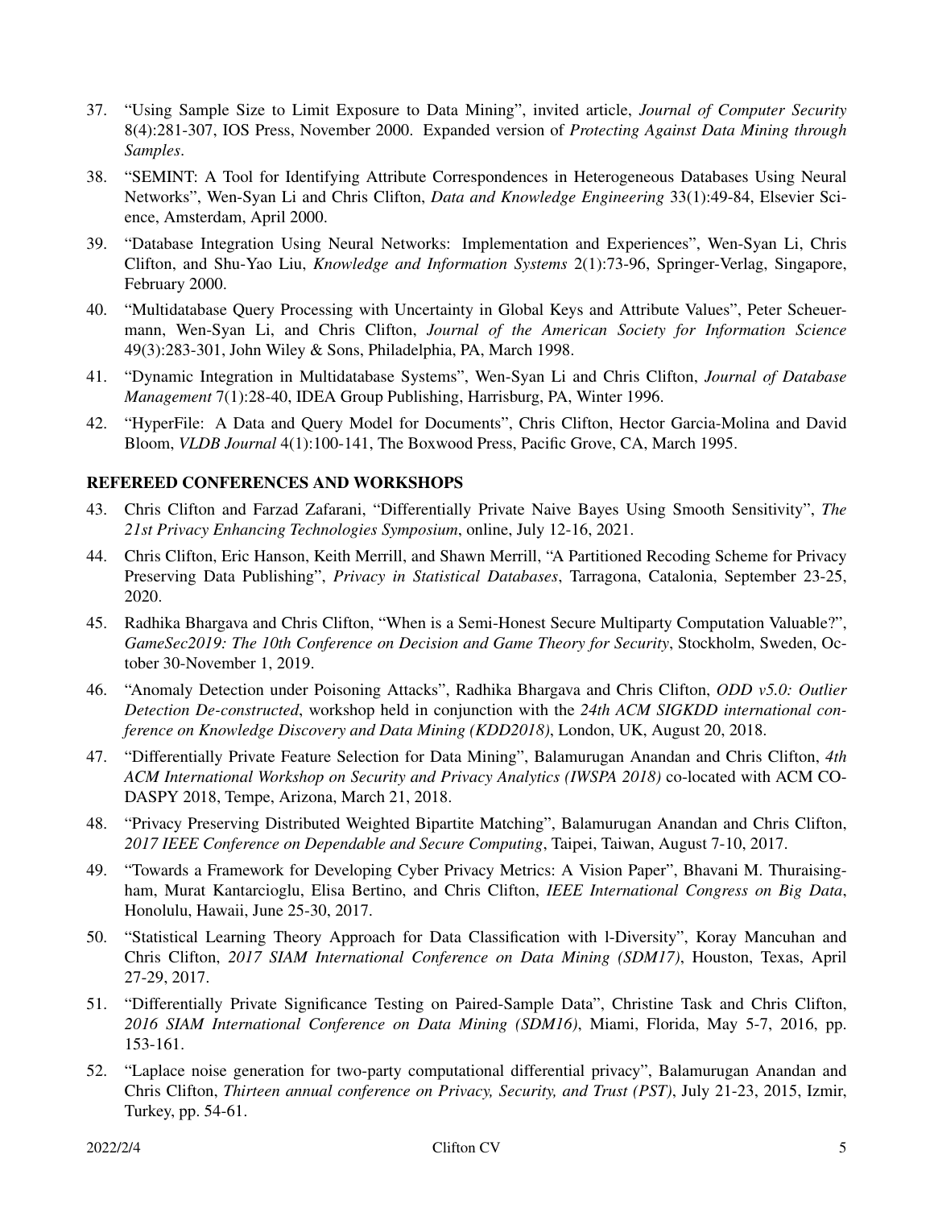37. "Using Sample Size to Limit Exposure to Data Mining", invited article, *Journal of Computer Security* 8(4):281-307, IOS Press, November 2000. Expanded version of *Protecting Against Data Mining through Samples*.

38. "SEMINT: A Tool for Identifying Attribute Correspondences in Heterogeneous Databases Using Neural Networks", Wen-Syan Li and Chris Clifton, *Data and Knowledge Engineering* 33(1):49-84, Elsevier Science, Amsterdam, April 2000.

39. "Database Integration Using Neural Networks: Implementation and Experiences", Wen-Syan Li, Chris Clifton, and Shu-Yao Liu, *Knowledge and Information Systems* 2(1):73-96, Springer-Verlag, Singapore, February 2000.

40. "Multidatabase Query Processing with Uncertainty in Global Keys and Attribute Values", Peter Scheuermann, Wen-Syan Li, and Chris Clifton, *Journal of the American Society for Information Science* 49(3):283-301, John Wiley & Sons, Philadelphia, PA, March 1998.

41. "Dynamic Integration in Multidatabase Systems", Wen-Syan Li and Chris Clifton, *Journal of Database Management* 7(1):28-40, IDEA Group Publishing, Harrisburg, PA, Winter 1996.

42. "HyperFile: A Data and Query Model for Documents", Chris Clifton, Hector Garcia-Molina and David Bloom, *VLDB Journal* 4(1):100-141, The Boxwood Press, Pacific Grove, CA, March 1995.

## REFEREED CONFERENCES AND WORKSHOPS

43. Chris Clifton and Farzad Zafarani, "Differentially Private Naive Bayes Using Smooth Sensitivity", *The 21st Privacy Enhancing Technologies Symposium*, online, July 12-16, 2021.

44. Chris Clifton, Eric Hanson, Keith Merrill, and Shawn Merrill, "A Partitioned Recoding Scheme for Privacy Preserving Data Publishing", *Privacy in Statistical Databases*, Tarragona, Catalonia, September 23-25, 2020.

45. Radhika Bhargava and Chris Clifton, "When is a Semi-Honest Secure Multiparty Computation Valuable?", *GameSec2019: The 10th Conference on Decision and Game Theory for Security*, Stockholm, Sweden, October 30-November 1, 2019.

46. "Anomaly Detection under Poisoning Attacks", Radhika Bhargava and Chris Clifton, *ODD v5.0: Outlier Detection De-constructed*, workshop held in conjunction with the *24th ACM SIGKDD international conference on Knowledge Discovery and Data Mining (KDD2018)*, London, UK, August 20, 2018.

47. "Differentially Private Feature Selection for Data Mining", Balamurugan Anandan and Chris Clifton, *4th ACM International Workshop on Security and Privacy Analytics (IWSPA 2018)* co-located with ACM CODASPY 2018, Tempe, Arizona, March 21, 2018.

48. "Privacy Preserving Distributed Weighted Bipartite Matching", Balamurugan Anandan and Chris Clifton, *2017 IEEE Conference on Dependable and Secure Computing*, Taipei, Taiwan, August 7-10, 2017.

49. "Towards a Framework for Developing Cyber Privacy Metrics: A Vision Paper", Bhavani M. Thuraisingham, Murat Kantarcioglu, Elisa Bertino, and Chris Clifton, *IEEE International Congress on Big Data*, Honolulu, Hawaii, June 25-30, 2017.

50. "Statistical Learning Theory Approach for Data Classification with l-Diversity", Koray Mancuhan and Chris Clifton, *2017 SIAM International Conference on Data Mining (SDM17)*, Houston, Texas, April 27-29, 2017.

51. "Differentially Private Significance Testing on Paired-Sample Data", Christine Task and Chris Clifton, *2016 SIAM International Conference on Data Mining (SDM16)*, Miami, Florida, May 5-7, 2016, pp. 153-161.

52. "Laplace noise generation for two-party computational differential privacy", Balamurugan Anandan and Chris Clifton, *Thirteen annual conference on Privacy, Security, and Trust (PST)*, July 21-23, 2015, Izmir, Turkey, pp. 54-61.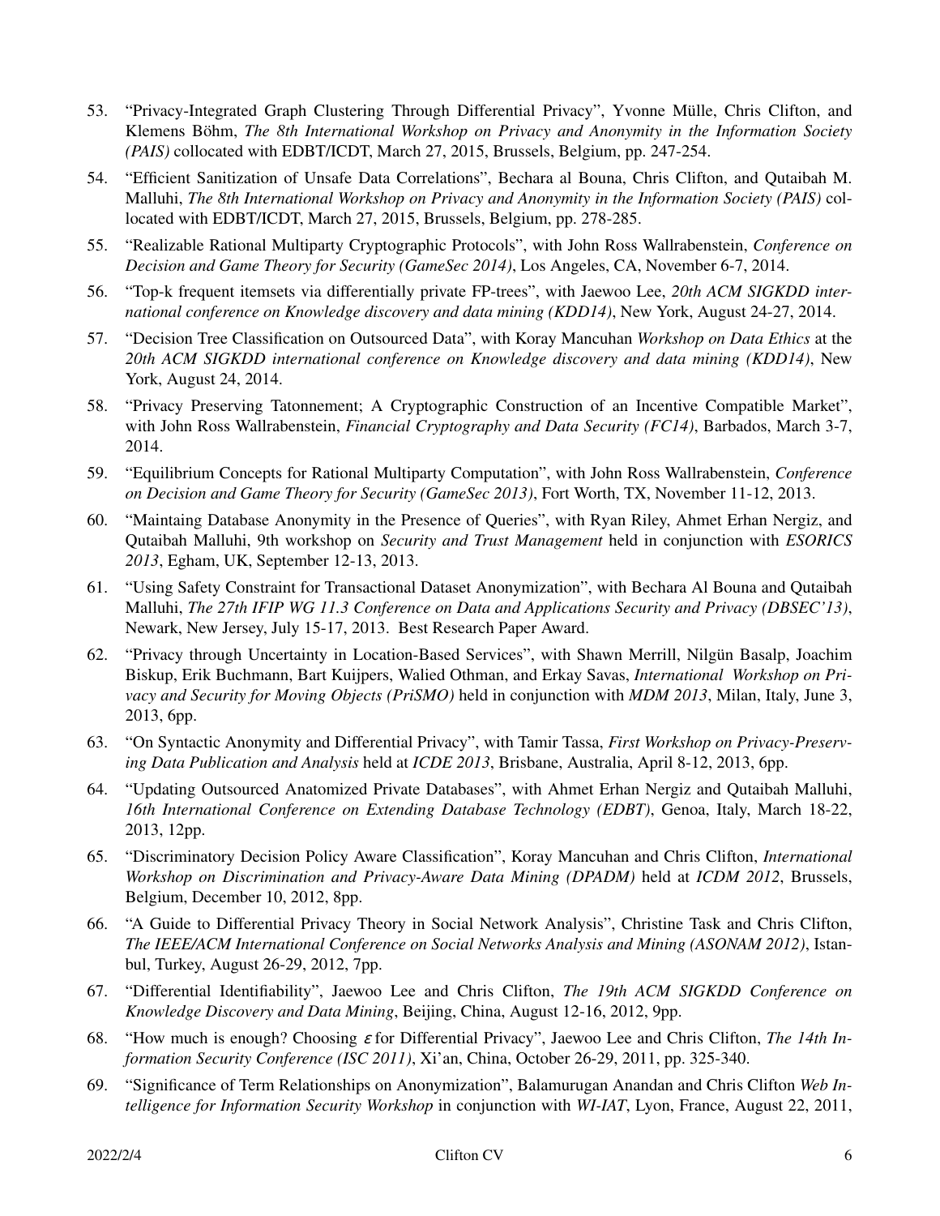53. "Privacy-Integrated Graph Clustering Through Differential Privacy", Yvonne Mülle, Chris Clifton, and Klemens Böhm, *The 8th International Workshop on Privacy and Anonymity in the Information Society (PAIS)* collocated with EDBT/ICDT, March 27, 2015, Brussels, Belgium, pp. 247-254.
54. "Efficient Sanitization of Unsafe Data Correlations", Bechara al Bouna, Chris Clifton, and Qutaibah M. Malluhi, *The 8th International Workshop on Privacy and Anonymity in the Information Society (PAIS)* collocated with EDBT/ICDT, March 27, 2015, Brussels, Belgium, pp. 278-285.
55. "Realizable Rational Multiparty Cryptographic Protocols", with John Ross Wallrabenstein, *Conference on Decision and Game Theory for Security (GameSec 2014)*, Los Angeles, CA, November 6-7, 2014.
56. "Top-k frequent itemsets via differentially private FP-trees", with Jaewoo Lee, *20th ACM SIGKDD international conference on Knowledge discovery and data mining (KDD14)*, New York, August 24-27, 2014.
57. "Decision Tree Classification on Outsourced Data", with Koray Mancuhan *Workshop on Data Ethics* at the *20th ACM SIGKDD international conference on Knowledge discovery and data mining (KDD14)*, New York, August 24, 2014.
58. "Privacy Preserving Tatonnement; A Cryptographic Construction of an Incentive Compatible Market", with John Ross Wallrabenstein, *Financial Cryptography and Data Security (FC14)*, Barbados, March 3-7, 2014.
59. "Equilibrium Concepts for Rational Multiparty Computation", with John Ross Wallrabenstein, *Conference on Decision and Game Theory for Security (GameSec 2013)*, Fort Worth, TX, November 11-12, 2013.
60. "Maintaing Database Anonymity in the Presence of Queries", with Ryan Riley, Ahmet Erhan Nergiz, and Qutaibah Malluhi, 9th workshop on *Security and Trust Management* held in conjunction with *ESORICS 2013*, Egham, UK, September 12-13, 2013.
61. "Using Safety Constraint for Transactional Dataset Anonymization", with Bechara Al Bouna and Qutaibah Malluhi, *The 27th IFIP WG 11.3 Conference on Data and Applications Security and Privacy (DBSEC'13)*, Newark, New Jersey, July 15-17, 2013. Best Research Paper Award.
62. "Privacy through Uncertainty in Location-Based Services", with Shawn Merrill, Nilgün Basalp, Joachim Biskup, Erik Buchmann, Bart Kuijpers, Walied Othman, and Erkay Savas, *International Workshop on Privacy and Security for Moving Objects (PriSMO)* held in conjunction with *MDM 2013*, Milan, Italy, June 3, 2013, 6pp.
63. "On Syntactic Anonymity and Differential Privacy", with Tamir Tassa, *First Workshop on Privacy-Preserving Data Publication and Analysis* held at *ICDE 2013*, Brisbane, Australia, April 8-12, 2013, 6pp.
64. "Updating Outsourced Anatomized Private Databases", with Ahmet Erhan Nergiz and Qutaibah Malluhi, *16th International Conference on Extending Database Technology (EDBT)*, Genoa, Italy, March 18-22, 2013, 12pp.
65. "Discriminatory Decision Policy Aware Classification", Koray Mancuhan and Chris Clifton, *International Workshop on Discrimination and Privacy-Aware Data Mining (DPADM)* held at *ICDM 2012*, Brussels, Belgium, December 10, 2012, 8pp.
66. "A Guide to Differential Privacy Theory in Social Network Analysis", Christine Task and Chris Clifton, *The IEEE/ACM International Conference on Social Networks Analysis and Mining (ASONAM 2012)*, Istanbul, Turkey, August 26-29, 2012, 7pp.
67. "Differential Identifiability", Jaewoo Lee and Chris Clifton, *The 19th ACM SIGKDD Conference on Knowledge Discovery and Data Mining*, Beijing, China, August 12-16, 2012, 9pp.
68. "How much is enough? Choosing $\varepsilon$ for Differential Privacy", Jaewoo Lee and Chris Clifton, *The 14th Information Security Conference (ISC 2011)*, Xi'an, China, October 26-29, 2011, pp. 325-340.
69. "Significance of Term Relationships on Anonymization", Balamurugan Anandan and Chris Clifton *Web Intelligence for Information Security Workshop* in conjunction with *WI-IAT*, Lyon, France, August 22, 2011,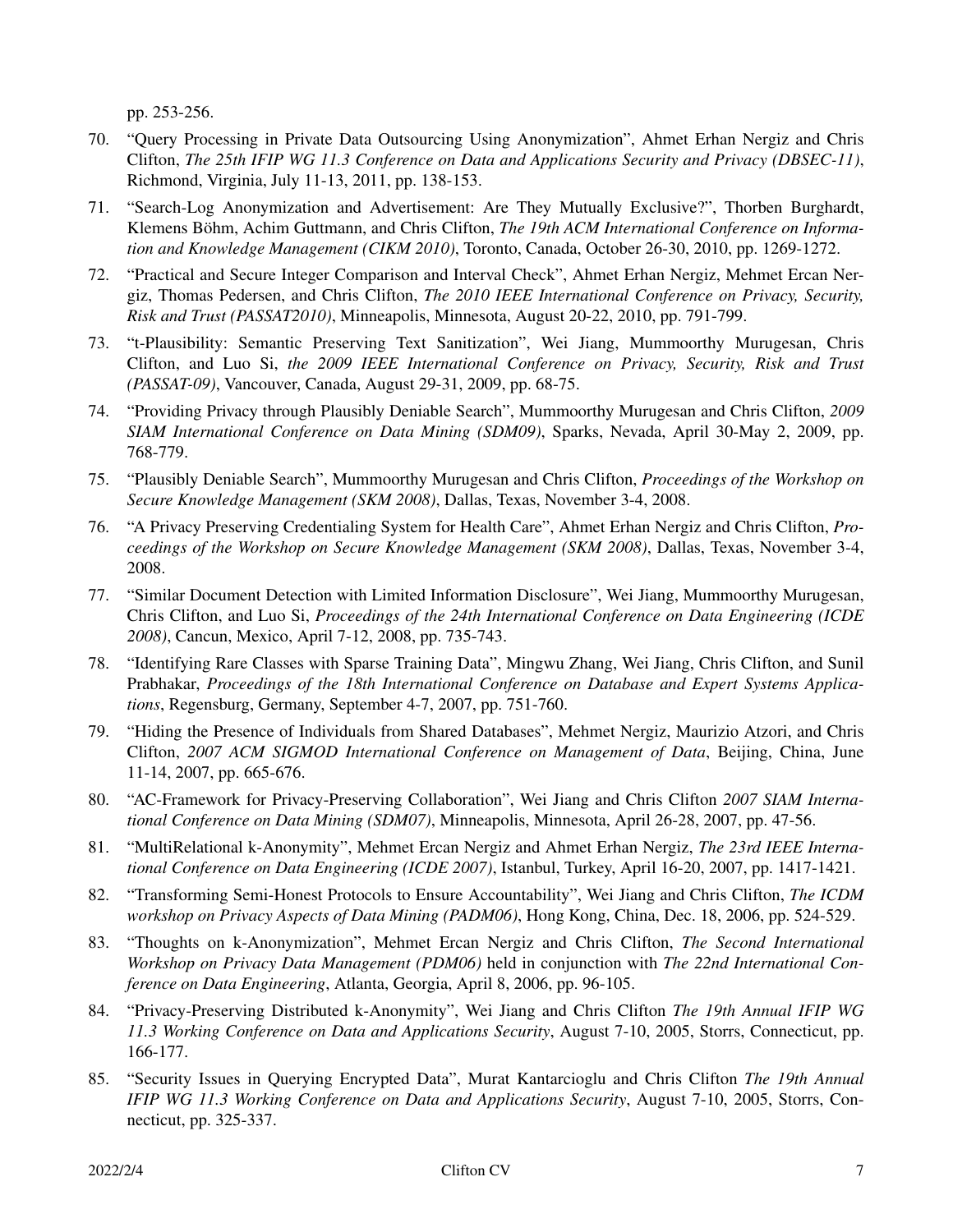pp. 253-256.

70. "Query Processing in Private Data Outsourcing Using Anonymization", Ahmet Erhan Nergiz and Chris Clifton, *The 25th IFIP WG 11.3 Conference on Data and Applications Security and Privacy (DBSEC-11)*, Richmond, Virginia, July 11-13, 2011, pp. 138-153.
71. "Search-Log Anonymization and Advertisement: Are They Mutually Exclusive?", Thorben Burghardt, Klemens Böhm, Achim Guttmann, and Chris Clifton, *The 19th ACM International Conference on Information and Knowledge Management (CIKM 2010)*, Toronto, Canada, October 26-30, 2010, pp. 1269-1272.
72. "Practical and Secure Integer Comparison and Interval Check", Ahmet Erhan Nergiz, Mehmet Ercan Nergiz, Thomas Pedersen, and Chris Clifton, *The 2010 IEEE International Conference on Privacy, Security, Risk and Trust (PASSAT2010)*, Minneapolis, Minnesota, August 20-22, 2010, pp. 791-799.
73. "t-Plausibility: Semantic Preserving Text Sanitization", Wei Jiang, Mummoorthy Murugesan, Chris Clifton, and Luo Si, *the 2009 IEEE International Conference on Privacy, Security, Risk and Trust (PASSAT-09)*, Vancouver, Canada, August 29-31, 2009, pp. 68-75.
74. "Providing Privacy through Plausibly Deniable Search", Mummoorthy Murugesan and Chris Clifton, *2009 SIAM International Conference on Data Mining (SDM09)*, Sparks, Nevada, April 30-May 2, 2009, pp. 768-779.
75. "Plausibly Deniable Search", Mummoorthy Murugesan and Chris Clifton, *Proceedings of the Workshop on Secure Knowledge Management (SKM 2008)*, Dallas, Texas, November 3-4, 2008.
76. "A Privacy Preserving Credentialing System for Health Care", Ahmet Erhan Nergiz and Chris Clifton, *Proceedings of the Workshop on Secure Knowledge Management (SKM 2008)*, Dallas, Texas, November 3-4, 2008.
77. "Similar Document Detection with Limited Information Disclosure", Wei Jiang, Mummoorthy Murugesan, Chris Clifton, and Luo Si, *Proceedings of the 24th International Conference on Data Engineering (ICDE 2008)*, Cancun, Mexico, April 7-12, 2008, pp. 735-743.
78. "Identifying Rare Classes with Sparse Training Data", Mingwu Zhang, Wei Jiang, Chris Clifton, and Sunil Prabhakar, *Proceedings of the 18th International Conference on Database and Expert Systems Applications*, Regensburg, Germany, September 4-7, 2007, pp. 751-760.
79. "Hiding the Presence of Individuals from Shared Databases", Mehmet Nergiz, Maurizio Atzori, and Chris Clifton, *2007 ACM SIGMOD International Conference on Management of Data*, Beijing, China, June 11-14, 2007, pp. 665-676.
80. "AC-Framework for Privacy-Preserving Collaboration", Wei Jiang and Chris Clifton *2007 SIAM International Conference on Data Mining (SDM07)*, Minneapolis, Minnesota, April 26-28, 2007, pp. 47-56.
81. "MultiRelational k-Anonymity", Mehmet Ercan Nergiz and Ahmet Erhan Nergiz, *The 23rd IEEE International Conference on Data Engineering (ICDE 2007)*, Istanbul, Turkey, April 16-20, 2007, pp. 1417-1421.
82. "Transforming Semi-Honest Protocols to Ensure Accountability", Wei Jiang and Chris Clifton, *The ICDM workshop on Privacy Aspects of Data Mining (PADM06)*, Hong Kong, China, Dec. 18, 2006, pp. 524-529.
83. "Thoughts on k-Anonymization", Mehmet Ercan Nergiz and Chris Clifton, *The Second International Workshop on Privacy Data Management (PDM06)* held in conjunction with *The 22nd International Conference on Data Engineering*, Atlanta, Georgia, April 8, 2006, pp. 96-105.
84. "Privacy-Preserving Distributed k-Anonymity", Wei Jiang and Chris Clifton *The 19th Annual IFIP WG 11.3 Working Conference on Data and Applications Security*, August 7-10, 2005, Storrs, Connecticut, pp. 166-177.
85. "Security Issues in Querying Encrypted Data", Murat Kantarcioglu and Chris Clifton *The 19th Annual IFIP WG 11.3 Working Conference on Data and Applications Security*, August 7-10, 2005, Storrs, Connecticut, pp. 325-337.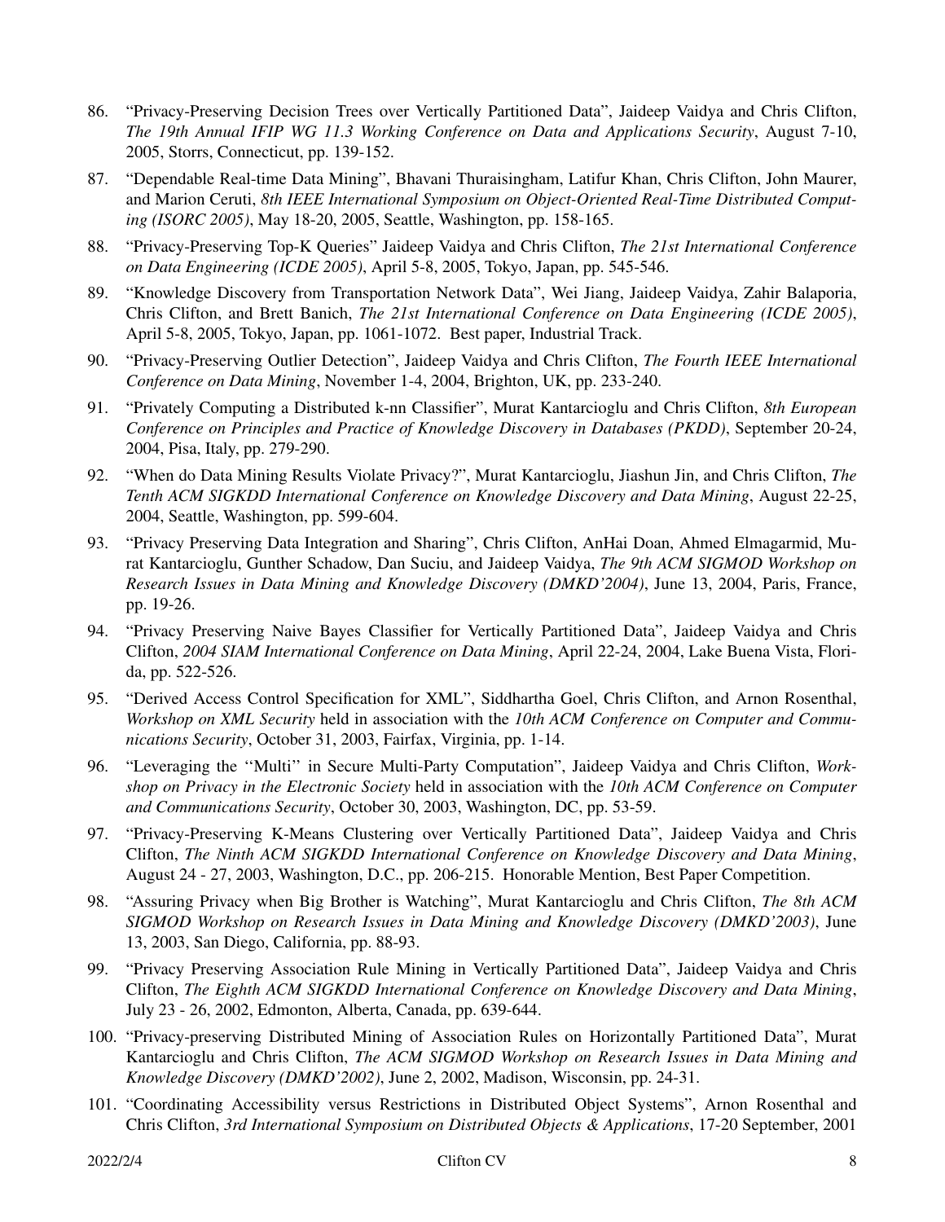86. "Privacy-Preserving Decision Trees over Vertically Partitioned Data", Jaideep Vaidya and Chris Clifton, *The 19th Annual IFIP WG 11.3 Working Conference on Data and Applications Security*, August 7-10, 2005, Storrs, Connecticut, pp. 139-152.
87. "Dependable Real-time Data Mining", Bhavani Thuraisingham, Latifur Khan, Chris Clifton, John Maurer, and Marion Ceruti, *8th IEEE International Symposium on Object-Oriented Real-Time Distributed Computing (ISORC 2005)*, May 18-20, 2005, Seattle, Washington, pp. 158-165.
88. "Privacy-Preserving Top-K Queries" Jaideep Vaidya and Chris Clifton, *The 21st International Conference on Data Engineering (ICDE 2005)*, April 5-8, 2005, Tokyo, Japan, pp. 545-546.
89. "Knowledge Discovery from Transportation Network Data", Wei Jiang, Jaideep Vaidya, Zahir Balaporia, Chris Clifton, and Brett Banich, *The 21st International Conference on Data Engineering (ICDE 2005)*, April 5-8, 2005, Tokyo, Japan, pp. 1061-1072. Best paper, Industrial Track.
90. "Privacy-Preserving Outlier Detection", Jaideep Vaidya and Chris Clifton, *The Fourth IEEE International Conference on Data Mining*, November 1-4, 2004, Brighton, UK, pp. 233-240.
91. "Privately Computing a Distributed k-nn Classifier", Murat Kantarcioglu and Chris Clifton, *8th European Conference on Principles and Practice of Knowledge Discovery in Databases (PKDD)*, September 20-24, 2004, Pisa, Italy, pp. 279-290.
92. "When do Data Mining Results Violate Privacy?", Murat Kantarcioglu, Jiashun Jin, and Chris Clifton, *The Tenth ACM SIGKDD International Conference on Knowledge Discovery and Data Mining*, August 22-25, 2004, Seattle, Washington, pp. 599-604.
93. "Privacy Preserving Data Integration and Sharing", Chris Clifton, AnHai Doan, Ahmed Elmagarmid, Murat Kantarcioglu, Gunther Schadow, Dan Suciu, and Jaideep Vaidya, *The 9th ACM SIGMOD Workshop on Research Issues in Data Mining and Knowledge Discovery (DMKD'2004)*, June 13, 2004, Paris, France, pp. 19-26.
94. "Privacy Preserving Naive Bayes Classifier for Vertically Partitioned Data", Jaideep Vaidya and Chris Clifton, *2004 SIAM International Conference on Data Mining*, April 22-24, 2004, Lake Buena Vista, Florida, pp. 522-526.
95. "Derived Access Control Specification for XML", Siddhartha Goel, Chris Clifton, and Arnon Rosenthal, *Workshop on XML Security* held in association with the *10th ACM Conference on Computer and Communications Security*, October 31, 2003, Fairfax, Virginia, pp. 1-14.
96. "Leveraging the ''Multi'' in Secure Multi-Party Computation", Jaideep Vaidya and Chris Clifton, *Workshop on Privacy in the Electronic Society* held in association with the *10th ACM Conference on Computer and Communications Security*, October 30, 2003, Washington, DC, pp. 53-59.
97. "Privacy-Preserving K-Means Clustering over Vertically Partitioned Data", Jaideep Vaidya and Chris Clifton, *The Ninth ACM SIGKDD International Conference on Knowledge Discovery and Data Mining*, August 24 - 27, 2003, Washington, D.C., pp. 206-215. Honorable Mention, Best Paper Competition.
98. "Assuring Privacy when Big Brother is Watching", Murat Kantarcioglu and Chris Clifton, *The 8th ACM SIGMOD Workshop on Research Issues in Data Mining and Knowledge Discovery (DMKD'2003)*, June 13, 2003, San Diego, California, pp. 88-93.
99. "Privacy Preserving Association Rule Mining in Vertically Partitioned Data", Jaideep Vaidya and Chris Clifton, *The Eighth ACM SIGKDD International Conference on Knowledge Discovery and Data Mining*, July 23 - 26, 2002, Edmonton, Alberta, Canada, pp. 639-644.
100. "Privacy-preserving Distributed Mining of Association Rules on Horizontally Partitioned Data", Murat Kantarcioglu and Chris Clifton, *The ACM SIGMOD Workshop on Research Issues in Data Mining and Knowledge Discovery (DMKD'2002)*, June 2, 2002, Madison, Wisconsin, pp. 24-31.
101. "Coordinating Accessibility versus Restrictions in Distributed Object Systems", Arnon Rosenthal and Chris Clifton, *3rd International Symposium on Distributed Objects & Applications*, 17-20 September, 2001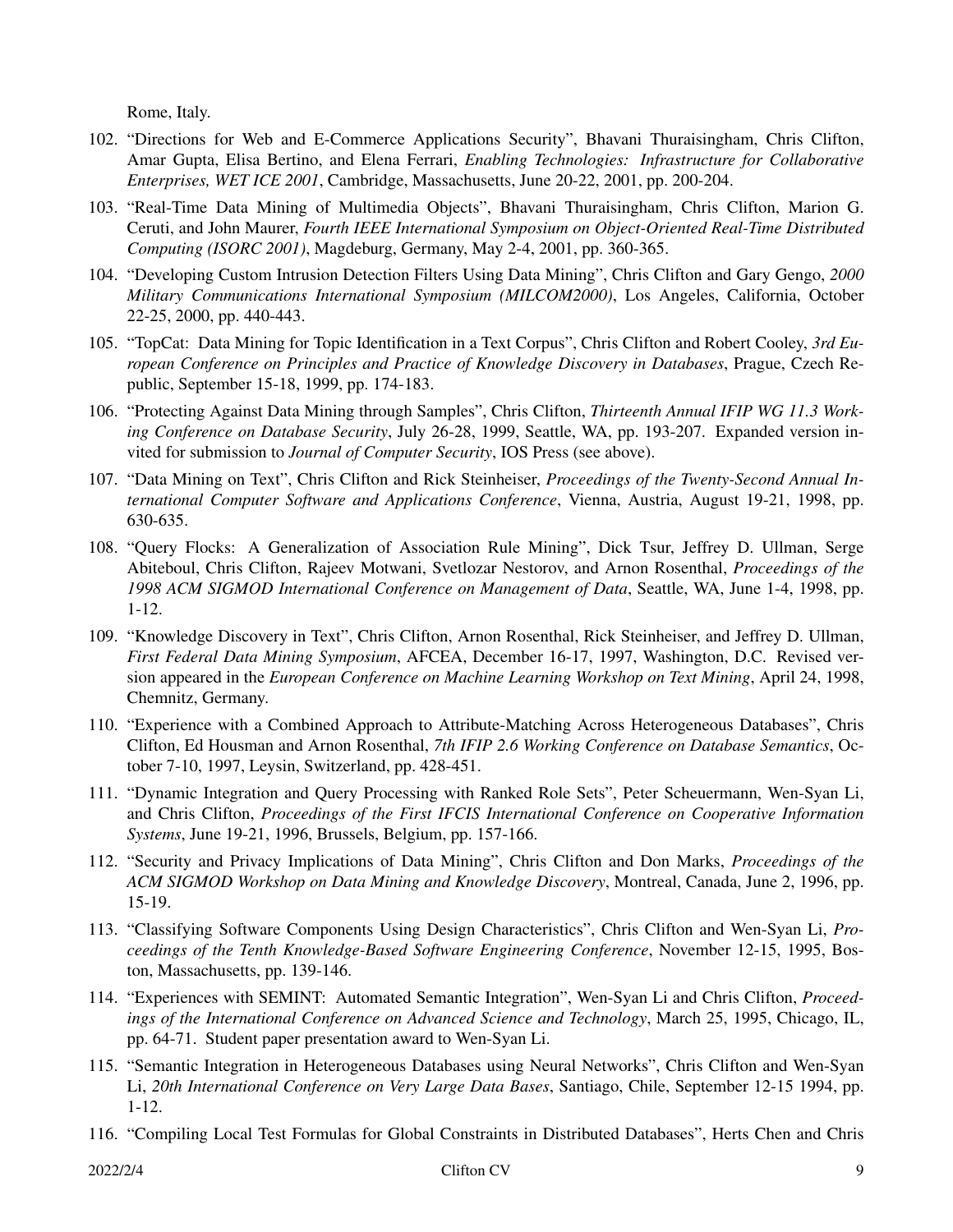Rome, Italy.

102. “Directions for Web and E-Commerce Applications Security”, Bhavani Thuraisingham, Chris Clifton, Amar Gupta, Elisa Bertino, and Elena Ferrari, *Enabling Technologies: Infrastructure for Collaborative Enterprises, WET ICE 2001*, Cambridge, Massachusetts, June 20-22, 2001, pp. 200-204.

103. “Real-Time Data Mining of Multimedia Objects”, Bhavani Thuraisingham, Chris Clifton, Marion G. Ceruti, and John Maurer, *Fourth IEEE International Symposium on Object-Oriented Real-Time Distributed Computing (ISORC 2001)*, Magdeburg, Germany, May 2-4, 2001, pp. 360-365.

104. “Developing Custom Intrusion Detection Filters Using Data Mining”, Chris Clifton and Gary Gengo, *2000 Military Communications International Symposium (MILCOM2000)*, Los Angeles, California, October 22-25, 2000, pp. 440-443.

105. “TopCat: Data Mining for Topic Identification in a Text Corpus”, Chris Clifton and Robert Cooley, *3rd European Conference on Principles and Practice of Knowledge Discovery in Databases*, Prague, Czech Republic, September 15-18, 1999, pp. 174-183.

106. “Protecting Against Data Mining through Samples”, Chris Clifton, *Thirteenth Annual IFIP WG 11.3 Working Conference on Database Security*, July 26-28, 1999, Seattle, WA, pp. 193-207. Expanded version invited for submission to *Journal of Computer Security*, IOS Press (see above).

107. “Data Mining on Text”, Chris Clifton and Rick Steinheiser, *Proceedings of the Twenty-Second Annual International Computer Software and Applications Conference*, Vienna, Austria, August 19-21, 1998, pp. 630-635.

108. “Query Flocks: A Generalization of Association Rule Mining”, Dick Tsur, Jeffrey D. Ullman, Serge Abiteboul, Chris Clifton, Rajeev Motwani, Svetlozar Nestorov, and Arnon Rosenthal, *Proceedings of the 1998 ACM SIGMOD International Conference on Management of Data*, Seattle, WA, June 1-4, 1998, pp. 1-12.

109. “Knowledge Discovery in Text”, Chris Clifton, Arnon Rosenthal, Rick Steinheiser, and Jeffrey D. Ullman, *First Federal Data Mining Symposium*, AFCEA, December 16-17, 1997, Washington, D.C. Revised version appeared in the *European Conference on Machine Learning Workshop on Text Mining*, April 24, 1998, Chemnitz, Germany.

110. “Experience with a Combined Approach to Attribute-Matching Across Heterogeneous Databases”, Chris Clifton, Ed Housman and Arnon Rosenthal, *7th IFIP 2.6 Working Conference on Database Semantics*, October 7-10, 1997, Leysin, Switzerland, pp. 428-451.

111. “Dynamic Integration and Query Processing with Ranked Role Sets”, Peter Scheuermann, Wen-Syan Li, and Chris Clifton, *Proceedings of the First IFCIS International Conference on Cooperative Information Systems*, June 19-21, 1996, Brussels, Belgium, pp. 157-166.

112. “Security and Privacy Implications of Data Mining”, Chris Clifton and Don Marks, *Proceedings of the ACM SIGMOD Workshop on Data Mining and Knowledge Discovery*, Montreal, Canada, June 2, 1996, pp. 15-19.

113. “Classifying Software Components Using Design Characteristics”, Chris Clifton and Wen-Syan Li, *Proceedings of the Tenth Knowledge-Based Software Engineering Conference*, November 12-15, 1995, Boston, Massachusetts, pp. 139-146.

114. “Experiences with SEMINT: Automated Semantic Integration”, Wen-Syan Li and Chris Clifton, *Proceedings of the International Conference on Advanced Science and Technology*, March 25, 1995, Chicago, IL, pp. 64-71. Student paper presentation award to Wen-Syan Li.

115. “Semantic Integration in Heterogeneous Databases using Neural Networks”, Chris Clifton and Wen-Syan Li, *20th International Conference on Very Large Data Bases*, Santiago, Chile, September 12-15 1994, pp. 1-12.

116. “Compiling Local Test Formulas for Global Constraints in Distributed Databases”, Herts Chen and Chris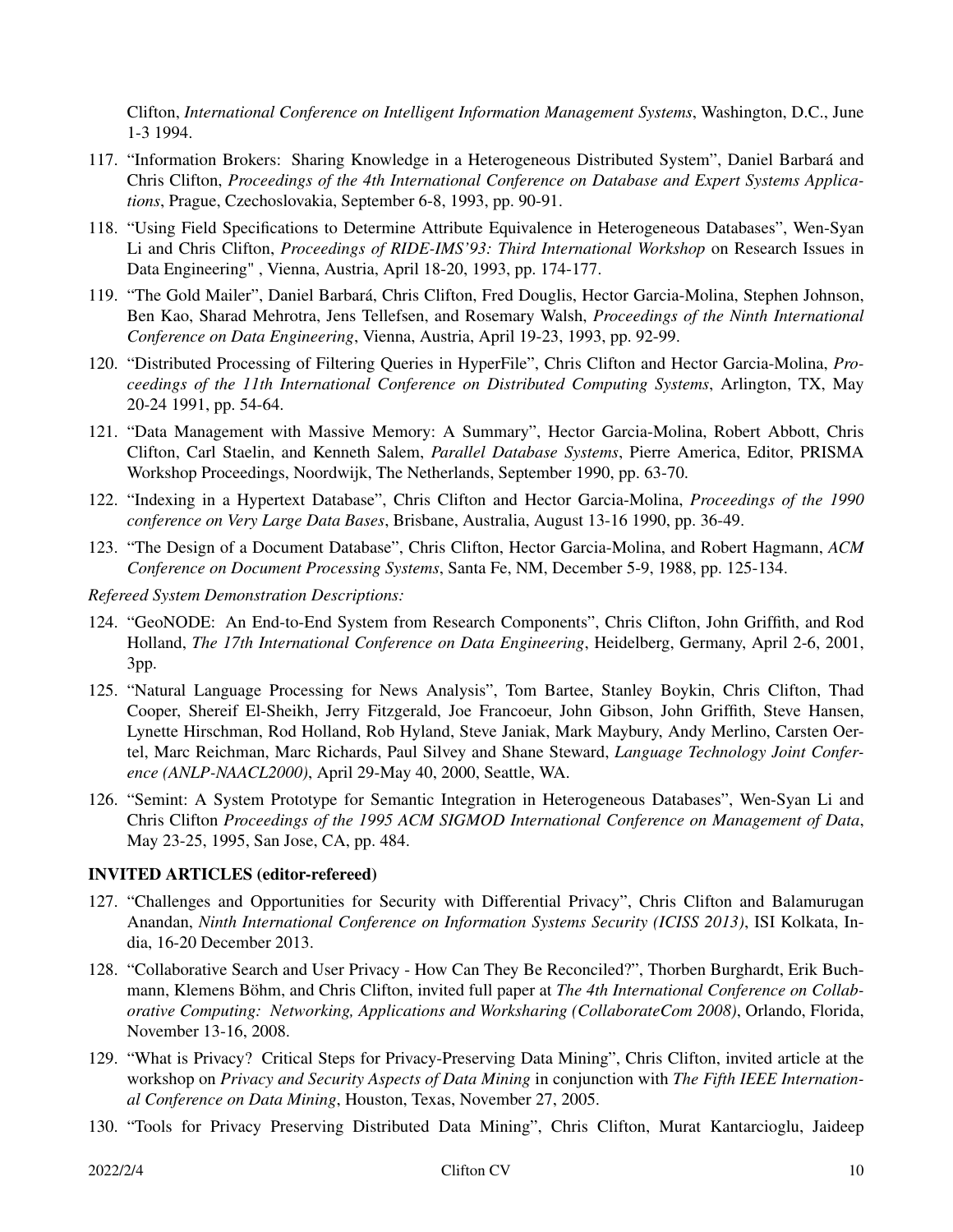Clifton, *International Conference on Intelligent Information Management Systems*, Washington, D.C., June 1-3 1994.

117. "Information Brokers: Sharing Knowledge in a Heterogeneous Distributed System", Daniel Barbará and Chris Clifton, *Proceedings of the 4th International Conference on Database and Expert Systems Applications*, Prague, Czechoslovakia, September 6-8, 1993, pp. 90-91.
118. "Using Field Specifications to Determine Attribute Equivalence in Heterogeneous Databases", Wen-Syan Li and Chris Clifton, *Proceedings of RIDE-IMS'93: Third International Workshop* on Research Issues in Data Engineering" , Vienna, Austria, April 18-20, 1993, pp. 174-177.
119. "The Gold Mailer", Daniel Barbará, Chris Clifton, Fred Douglis, Hector Garcia-Molina, Stephen Johnson, Ben Kao, Sharad Mehrotra, Jens Tellefsen, and Rosemary Walsh, *Proceedings of the Ninth International Conference on Data Engineering*, Vienna, Austria, April 19-23, 1993, pp. 92-99.
120. "Distributed Processing of Filtering Queries in HyperFile", Chris Clifton and Hector Garcia-Molina, *Proceedings of the 11th International Conference on Distributed Computing Systems*, Arlington, TX, May 20-24 1991, pp. 54-64.
121. "Data Management with Massive Memory: A Summary", Hector Garcia-Molina, Robert Abbott, Chris Clifton, Carl Staelin, and Kenneth Salem, *Parallel Database Systems*, Pierre America, Editor, PRISMA Workshop Proceedings, Noordwijk, The Netherlands, September 1990, pp. 63-70.
122. "Indexing in a Hypertext Database", Chris Clifton and Hector Garcia-Molina, *Proceedings of the 1990 conference on Very Large Data Bases*, Brisbane, Australia, August 13-16 1990, pp. 36-49.
123. "The Design of a Document Database", Chris Clifton, Hector Garcia-Molina, and Robert Hagmann, *ACM Conference on Document Processing Systems*, Santa Fe, NM, December 5-9, 1988, pp. 125-134.

*Refereed System Demonstration Descriptions:*

124. "GeoNODE: An End-to-End System from Research Components", Chris Clifton, John Griffith, and Rod Holland, *The 17th International Conference on Data Engineering*, Heidelberg, Germany, April 2-6, 2001, 3pp.
125. "Natural Language Processing for News Analysis", Tom Bartee, Stanley Boykin, Chris Clifton, Thad Cooper, Shereif El-Sheikh, Jerry Fitzgerald, Joe Francoeur, John Gibson, John Griffith, Steve Hansen, Lynette Hirschman, Rod Holland, Rob Hyland, Steve Janiak, Mark Maybury, Andy Merlino, Carsten Oertel, Marc Reichman, Marc Richards, Paul Silvey and Shane Steward, *Language Technology Joint Conference (ANLP-NAACL2000)*, April 29-May 40, 2000, Seattle, WA.
126. "Semint: A System Prototype for Semantic Integration in Heterogeneous Databases", Wen-Syan Li and Chris Clifton *Proceedings of the 1995 ACM SIGMOD International Conference on Management of Data*, May 23-25, 1995, San Jose, CA, pp. 484.

**INVITED ARTICLES (editor-refereed)**

127. "Challenges and Opportunities for Security with Differential Privacy", Chris Clifton and Balamurugan Anandan, *Ninth International Conference on Information Systems Security (ICISS 2013)*, ISI Kolkata, India, 16-20 December 2013.
128. "Collaborative Search and User Privacy - How Can They Be Reconciled?", Thorben Burghardt, Erik Buchmann, Klemens Böhm, and Chris Clifton, invited full paper at *The 4th International Conference on Collaborative Computing: Networking, Applications and Worksharing (CollaborateCom 2008)*, Orlando, Florida, November 13-16, 2008.
129. "What is Privacy? Critical Steps for Privacy-Preserving Data Mining", Chris Clifton, invited article at the workshop on *Privacy and Security Aspects of Data Mining* in conjunction with *The Fifth IEEE International Conference on Data Mining*, Houston, Texas, November 27, 2005.
130. "Tools for Privacy Preserving Distributed Data Mining", Chris Clifton, Murat Kantarcioglu, Jaideep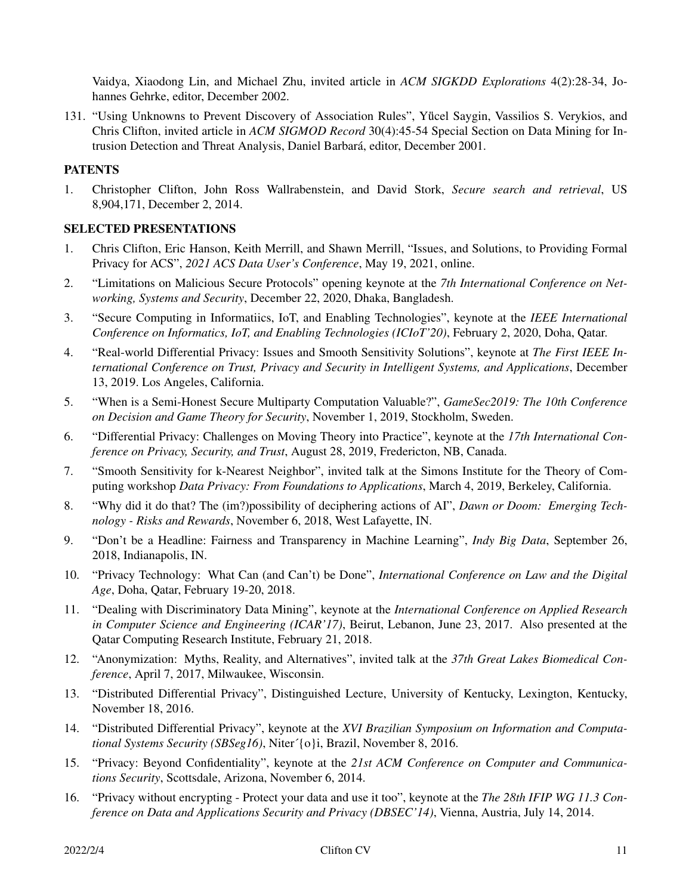Vaidya, Xiaodong Lin, and Michael Zhu, invited article in *ACM SIGKDD Explorations* 4(2):28-34, Johannes Gehrke, editor, December 2002.

131. "Using Unknowns to Prevent Discovery of Association Rules", Yücel Saygin, Vassilios S. Verykios, and Chris Clifton, invited article in *ACM SIGMOD Record* 30(4):45-54 Special Section on Data Mining for Intrusion Detection and Threat Analysis, Daniel Barbará, editor, December 2001.

## PATENTS

1. Christopher Clifton, John Ross Wallrabenstein, and David Stork, *Secure search and retrieval*, US 8,904,171, December 2, 2014.

## SELECTED PRESENTATIONS

1. Chris Clifton, Eric Hanson, Keith Merrill, and Shawn Merrill, "Issues, and Solutions, to Providing Formal Privacy for ACS", *2021 ACS Data User's Conference*, May 19, 2021, online.
2. "Limitations on Malicious Secure Protocols" opening keynote at the *7th International Conference on Networking, Systems and Security*, December 22, 2020, Dhaka, Bangladesh.
3. "Secure Computing in Informatiics, IoT, and Enabling Technologies", keynote at the *IEEE International Conference on Informatics, IoT, and Enabling Technologies (ICIoT'20)*, February 2, 2020, Doha, Qatar.
4. "Real-world Differential Privacy: Issues and Smooth Sensitivity Solutions", keynote at *The First IEEE International Conference on Trust, Privacy and Security in Intelligent Systems, and Applications*, December 13, 2019. Los Angeles, California.
5. "When is a Semi-Honest Secure Multiparty Computation Valuable?", *GameSec2019: The 10th Conference on Decision and Game Theory for Security*, November 1, 2019, Stockholm, Sweden.
6. "Differential Privacy: Challenges on Moving Theory into Practice", keynote at the *17th International Conference on Privacy, Security, and Trust*, August 28, 2019, Fredericton, NB, Canada.
7. "Smooth Sensitivity for k-Nearest Neighbor", invited talk at the Simons Institute for the Theory of Computing workshop *Data Privacy: From Foundations to Applications*, March 4, 2019, Berkeley, California.
8. "Why did it do that? The (im?)possibility of deciphering actions of AI", *Dawn or Doom: Emerging Technology - Risks and Rewards*, November 6, 2018, West Lafayette, IN.
9. "Don't be a Headline: Fairness and Transparency in Machine Learning", *Indy Big Data*, September 26, 2018, Indianapolis, IN.
10. "Privacy Technology: What Can (and Can't) be Done", *International Conference on Law and the Digital Age*, Doha, Qatar, February 19-20, 2018.
11. "Dealing with Discriminatory Data Mining", keynote at the *International Conference on Applied Research in Computer Science and Engineering (ICAR'17)*, Beirut, Lebanon, June 23, 2017. Also presented at the Qatar Computing Research Institute, February 21, 2018.
12. "Anonymization: Myths, Reality, and Alternatives", invited talk at the *37th Great Lakes Biomedical Conference*, April 7, 2017, Milwaukee, Wisconsin.
13. "Distributed Differential Privacy", Distinguished Lecture, University of Kentucky, Lexington, Kentucky, November 18, 2016.
14. "Distributed Differential Privacy", keynote at the *XVI Brazilian Symposium on Information and Computational Systems Security (SBSeg16)*, Niter´{o}i, Brazil, November 8, 2016.
15. "Privacy: Beyond Confidentiality", keynote at the *21st ACM Conference on Computer and Communications Security*, Scottsdale, Arizona, November 6, 2014.
16. "Privacy without encrypting - Protect your data and use it too", keynote at the *The 28th IFIP WG 11.3 Conference on Data and Applications Security and Privacy (DBSEC'14)*, Vienna, Austria, July 14, 2014.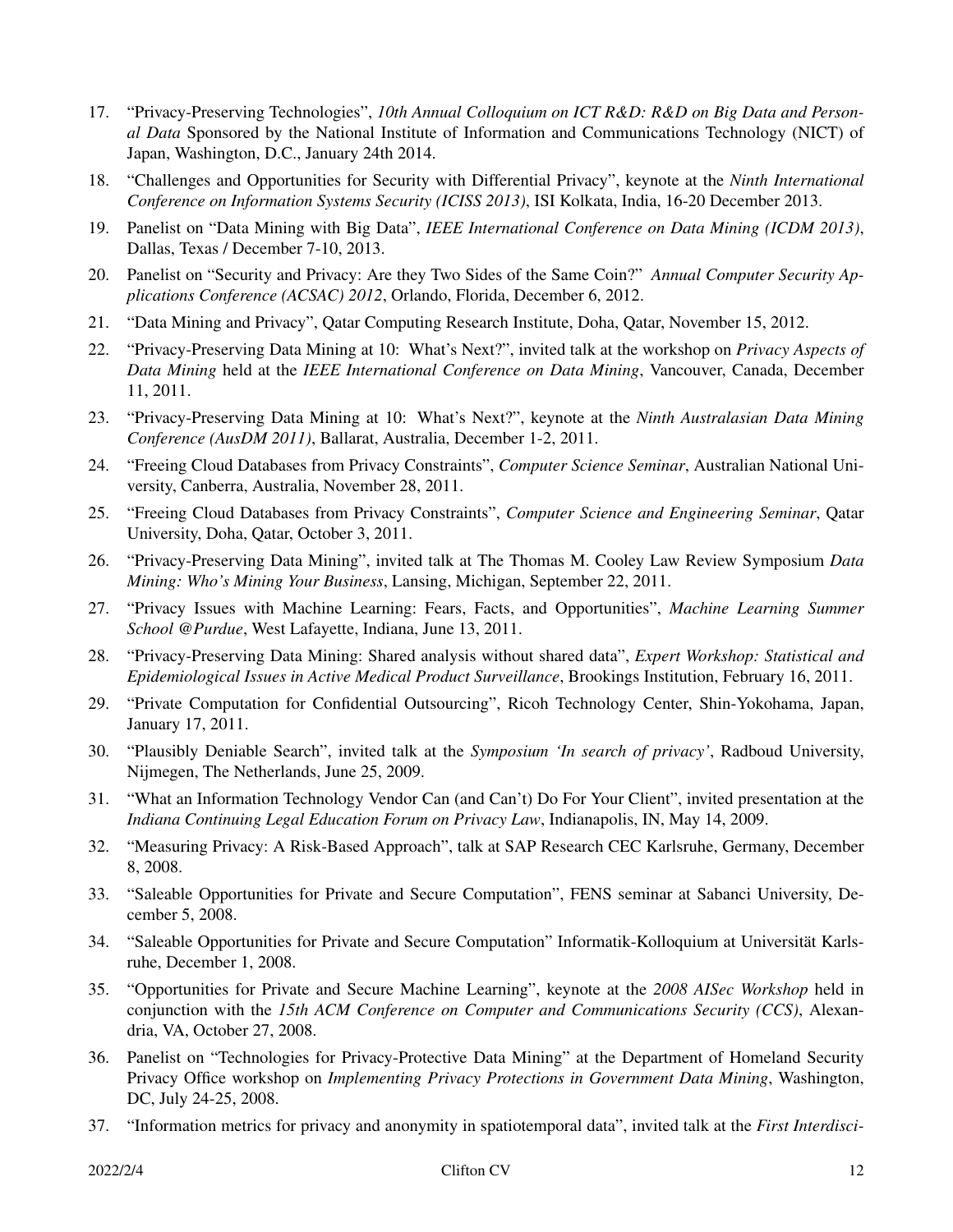17. "Privacy-Preserving Technologies", *10th Annual Colloquium on ICT R&D: R&D on Big Data and Personal Data* Sponsored by the National Institute of Information and Communications Technology (NICT) of Japan, Washington, D.C., January 24th 2014.
18. "Challenges and Opportunities for Security with Differential Privacy", keynote at the *Ninth International Conference on Information Systems Security (ICISS 2013)*, ISI Kolkata, India, 16-20 December 2013.
19. Panelist on "Data Mining with Big Data", *IEEE International Conference on Data Mining (ICDM 2013)*, Dallas, Texas / December 7-10, 2013.
20. Panelist on "Security and Privacy: Are they Two Sides of the Same Coin?" *Annual Computer Security Applications Conference (ACSAC) 2012*, Orlando, Florida, December 6, 2012.
21. "Data Mining and Privacy", Qatar Computing Research Institute, Doha, Qatar, November 15, 2012.
22. "Privacy-Preserving Data Mining at 10: What's Next?", invited talk at the workshop on *Privacy Aspects of Data Mining* held at the *IEEE International Conference on Data Mining*, Vancouver, Canada, December 11, 2011.
23. "Privacy-Preserving Data Mining at 10: What's Next?", keynote at the *Ninth Australasian Data Mining Conference (AusDM 2011)*, Ballarat, Australia, December 1-2, 2011.
24. "Freeing Cloud Databases from Privacy Constraints", *Computer Science Seminar*, Australian National University, Canberra, Australia, November 28, 2011.
25. "Freeing Cloud Databases from Privacy Constraints", *Computer Science and Engineering Seminar*, Qatar University, Doha, Qatar, October 3, 2011.
26. "Privacy-Preserving Data Mining", invited talk at The Thomas M. Cooley Law Review Symposium *Data Mining: Who's Mining Your Business*, Lansing, Michigan, September 22, 2011.
27. "Privacy Issues with Machine Learning: Fears, Facts, and Opportunities", *Machine Learning Summer School @Purdue*, West Lafayette, Indiana, June 13, 2011.
28. "Privacy-Preserving Data Mining: Shared analysis without shared data", *Expert Workshop: Statistical and Epidemiological Issues in Active Medical Product Surveillance*, Brookings Institution, February 16, 2011.
29. "Private Computation for Confidential Outsourcing", Ricoh Technology Center, Shin-Yokohama, Japan, January 17, 2011.
30. "Plausibly Deniable Search", invited talk at the *Symposium 'In search of privacy'*, Radboud University, Nijmegen, The Netherlands, June 25, 2009.
31. "What an Information Technology Vendor Can (and Can't) Do For Your Client", invited presentation at the *Indiana Continuing Legal Education Forum on Privacy Law*, Indianapolis, IN, May 14, 2009.
32. "Measuring Privacy: A Risk-Based Approach", talk at SAP Research CEC Karlsruhe, Germany, December 8, 2008.
33. "Saleable Opportunities for Private and Secure Computation", FENS seminar at Sabanci University, December 5, 2008.
34. "Saleable Opportunities for Private and Secure Computation" Informatik-Kolloquium at Universität Karlsruhe, December 1, 2008.
35. "Opportunities for Private and Secure Machine Learning", keynote at the *2008 AISec Workshop* held in conjunction with the *15th ACM Conference on Computer and Communications Security (CCS)*, Alexandria, VA, October 27, 2008.
36. Panelist on "Technologies for Privacy-Protective Data Mining" at the Department of Homeland Security Privacy Office workshop on *Implementing Privacy Protections in Government Data Mining*, Washington, DC, July 24-25, 2008.
37. "Information metrics for privacy and anonymity in spatiotemporal data", invited talk at the *First Interdisci-*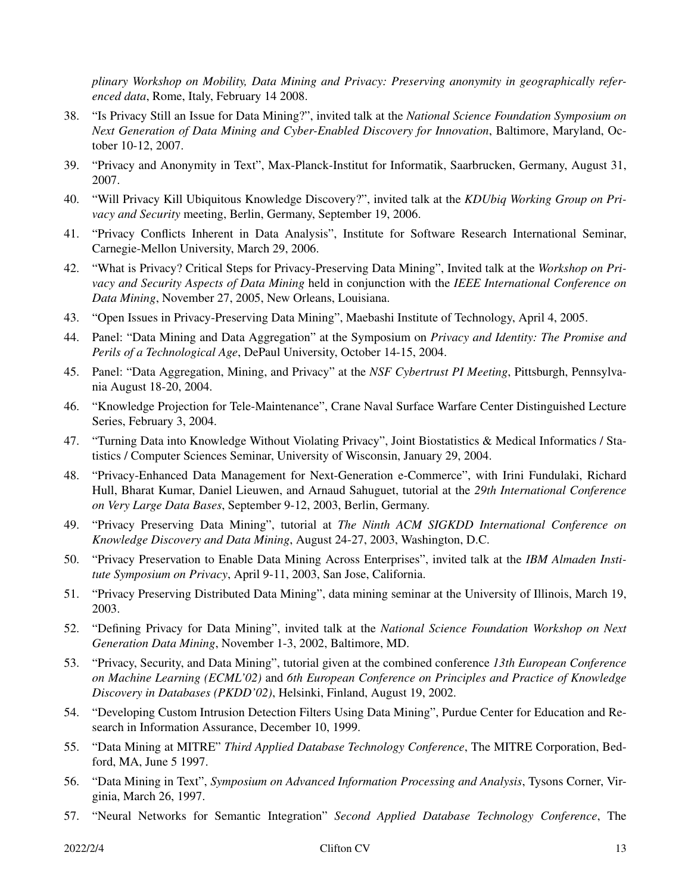*plinary Workshop on Mobility, Data Mining and Privacy: Preserving anonymity in geographically referenced data*, Rome, Italy, February 14 2008.

38. "Is Privacy Still an Issue for Data Mining?", invited talk at the *National Science Foundation Symposium on Next Generation of Data Mining and Cyber-Enabled Discovery for Innovation*, Baltimore, Maryland, October 10-12, 2007.
39. "Privacy and Anonymity in Text", Max-Planck-Institut for Informatik, Saarbrucken, Germany, August 31, 2007.
40. "Will Privacy Kill Ubiquitous Knowledge Discovery?", invited talk at the *KDUbiq Working Group on Privacy and Security* meeting, Berlin, Germany, September 19, 2006.
41. "Privacy Conflicts Inherent in Data Analysis", Institute for Software Research International Seminar, Carnegie-Mellon University, March 29, 2006.
42. "What is Privacy? Critical Steps for Privacy-Preserving Data Mining", Invited talk at the *Workshop on Privacy and Security Aspects of Data Mining* held in conjunction with the *IEEE International Conference on Data Mining*, November 27, 2005, New Orleans, Louisiana.
43. "Open Issues in Privacy-Preserving Data Mining", Maebashi Institute of Technology, April 4, 2005.
44. Panel: "Data Mining and Data Aggregation" at the Symposium on *Privacy and Identity: The Promise and Perils of a Technological Age*, DePaul University, October 14-15, 2004.
45. Panel: "Data Aggregation, Mining, and Privacy" at the *NSF Cybertrust PI Meeting*, Pittsburgh, Pennsylvania August 18-20, 2004.
46. "Knowledge Projection for Tele-Maintenance", Crane Naval Surface Warfare Center Distinguished Lecture Series, February 3, 2004.
47. "Turning Data into Knowledge Without Violating Privacy", Joint Biostatistics & Medical Informatics / Statistics / Computer Sciences Seminar, University of Wisconsin, January 29, 2004.
48. "Privacy-Enhanced Data Management for Next-Generation e-Commerce", with Irini Fundulaki, Richard Hull, Bharat Kumar, Daniel Lieuwen, and Arnaud Sahuguet, tutorial at the *29th International Conference on Very Large Data Bases*, September 9-12, 2003, Berlin, Germany.
49. "Privacy Preserving Data Mining", tutorial at *The Ninth ACM SIGKDD International Conference on Knowledge Discovery and Data Mining*, August 24-27, 2003, Washington, D.C.
50. "Privacy Preservation to Enable Data Mining Across Enterprises", invited talk at the *IBM Almaden Institute Symposium on Privacy*, April 9-11, 2003, San Jose, California.
51. "Privacy Preserving Distributed Data Mining", data mining seminar at the University of Illinois, March 19, 2003.
52. "Defining Privacy for Data Mining", invited talk at the *National Science Foundation Workshop on Next Generation Data Mining*, November 1-3, 2002, Baltimore, MD.
53. "Privacy, Security, and Data Mining", tutorial given at the combined conference *13th European Conference on Machine Learning (ECML'02)* and *6th European Conference on Principles and Practice of Knowledge Discovery in Databases (PKDD'02)*, Helsinki, Finland, August 19, 2002.
54. "Developing Custom Intrusion Detection Filters Using Data Mining", Purdue Center for Education and Research in Information Assurance, December 10, 1999.
55. "Data Mining at MITRE" *Third Applied Database Technology Conference*, The MITRE Corporation, Bedford, MA, June 5 1997.
56. "Data Mining in Text", *Symposium on Advanced Information Processing and Analysis*, Tysons Corner, Virginia, March 26, 1997.
57. "Neural Networks for Semantic Integration" *Second Applied Database Technology Conference*, The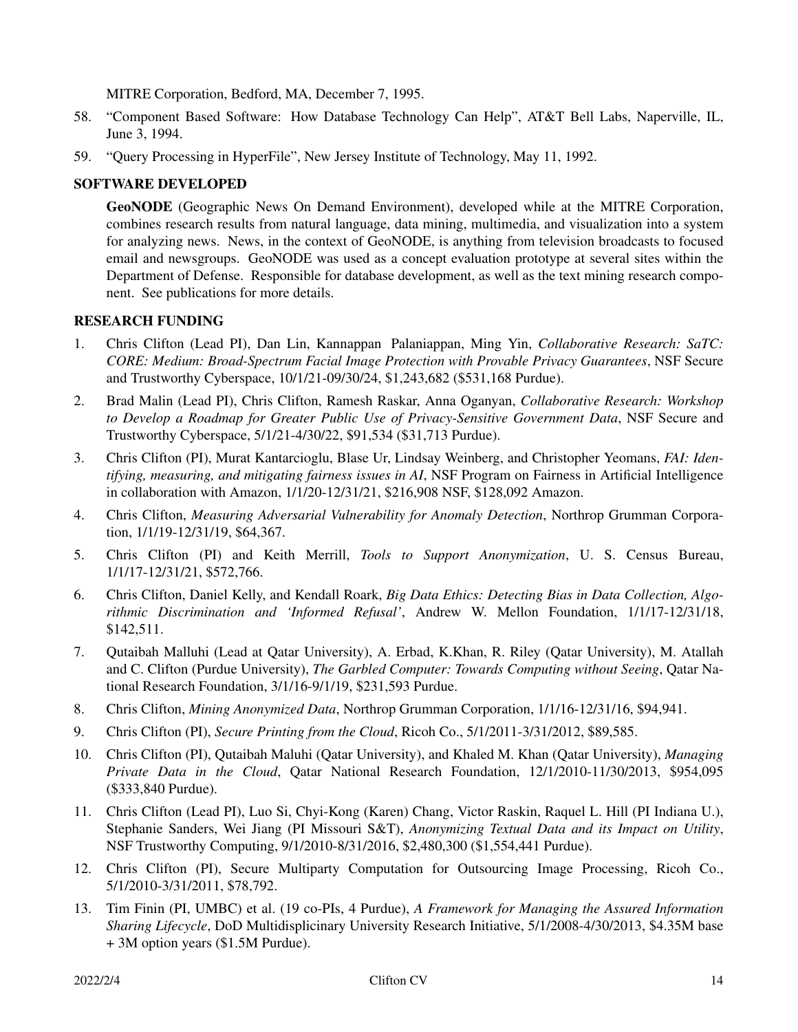MITRE Corporation, Bedford, MA, December 7, 1995.

58. "Component Based Software: How Database Technology Can Help", AT&T Bell Labs, Naperville, IL, June 3, 1994.
59. "Query Processing in HyperFile", New Jersey Institute of Technology, May 11, 1992.

## SOFTWARE DEVELOPED

**GeoNODE** (Geographic News On Demand Environment), developed while at the MITRE Corporation, combines research results from natural language, data mining, multimedia, and visualization into a system for analyzing news. News, in the context of GeoNODE, is anything from television broadcasts to focused email and newsgroups. GeoNODE was used as a concept evaluation prototype at several sites within the Department of Defense. Responsible for database development, as well as the text mining research component. See publications for more details.

## RESEARCH FUNDING

1. Chris Clifton (Lead PI), Dan Lin, Kannappan Palaniappan, Ming Yin, *Collaborative Research: SaTC: CORE: Medium: Broad-Spectrum Facial Image Protection with Provable Privacy Guarantees*, NSF Secure and Trustworthy Cyberspace, 10/1/21-09/30/24, $1,243,682 ($531,168 Purdue).
2. Brad Malin (Lead PI), Chris Clifton, Ramesh Raskar, Anna Oganyan, *Collaborative Research: Workshop to Develop a Roadmap for Greater Public Use of Privacy-Sensitive Government Data*, NSF Secure and Trustworthy Cyberspace, 5/1/21-4/30/22, $91,534 ($31,713 Purdue).
3. Chris Clifton (PI), Murat Kantarcioglu, Blase Ur, Lindsay Weinberg, and Christopher Yeomans, *FAI: Identifying, measuring, and mitigating fairness issues in AI*, NSF Program on Fairness in Artificial Intelligence in collaboration with Amazon, 1/1/20-12/31/21, $216,908 NSF, $128,092 Amazon.
4. Chris Clifton, *Measuring Adversarial Vulnerability for Anomaly Detection*, Northrop Grumman Corporation, 1/1/19-12/31/19, $64,367.
5. Chris Clifton (PI) and Keith Merrill, *Tools to Support Anonymization*, U. S. Census Bureau, 1/1/17-12/31/21, $572,766.
6. Chris Clifton, Daniel Kelly, and Kendall Roark, *Big Data Ethics: Detecting Bias in Data Collection, Algorithmic Discrimination and 'Informed Refusal'*, Andrew W. Mellon Foundation, 1/1/17-12/31/18, $142,511.
7. Qutaibah Malluhi (Lead at Qatar University), A. Erbad, K.Khan, R. Riley (Qatar University), M. Atallah and C. Clifton (Purdue University), *The Garbled Computer: Towards Computing without Seeing*, Qatar National Research Foundation, 3/1/16-9/1/19, $231,593 Purdue.
8. Chris Clifton, *Mining Anonymized Data*, Northrop Grumman Corporation, 1/1/16-12/31/16, $94,941.
9. Chris Clifton (PI), *Secure Printing from the Cloud*, Ricoh Co., 5/1/2011-3/31/2012, $89,585.
10. Chris Clifton (PI), Qutaibah Maluhi (Qatar University), and Khaled M. Khan (Qatar University), *Managing Private Data in the Cloud*, Qatar National Research Foundation, 12/1/2010-11/30/2013, $954,095 ($333,840 Purdue).
11. Chris Clifton (Lead PI), Luo Si, Chyi-Kong (Karen) Chang, Victor Raskin, Raquel L. Hill (PI Indiana U.), Stephanie Sanders, Wei Jiang (PI Missouri S&T), *Anonymizing Textual Data and its Impact on Utility*, NSF Trustworthy Computing, 9/1/2010-8/31/2016, $2,480,300 ($1,554,441 Purdue).
12. Chris Clifton (PI), Secure Multiparty Computation for Outsourcing Image Processing, Ricoh Co., 5/1/2010-3/31/2011, $78,792.
13. Tim Finin (PI, UMBC) et al. (19 co-PIs, 4 Purdue), *A Framework for Managing the Assured Information Sharing Lifecycle*, DoD Multidisplicinary University Research Initiative, 5/1/2008-4/30/2013, $4.35M base + 3M option years ($1.5M Purdue).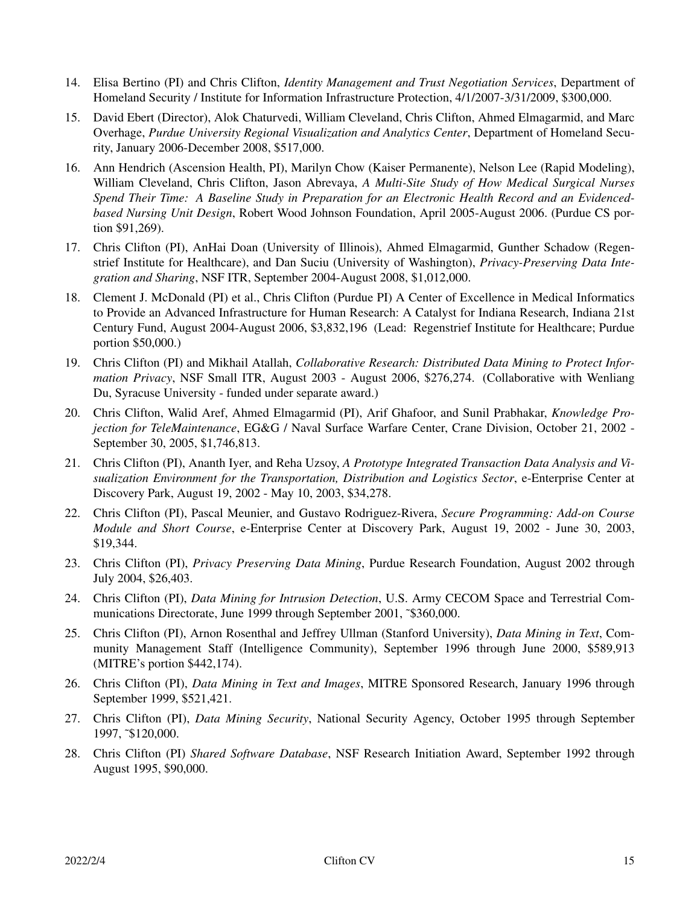14. Elisa Bertino (PI) and Chris Clifton, *Identity Management and Trust Negotiation Services*, Department of Homeland Security / Institute for Information Infrastructure Protection, 4/1/2007-3/31/2009, $300,000.
15. David Ebert (Director), Alok Chaturvedi, William Cleveland, Chris Clifton, Ahmed Elmagarmid, and Marc Overhage, *Purdue University Regional Visualization and Analytics Center*, Department of Homeland Security, January 2006-December 2008, $517,000.
16. Ann Hendrich (Ascension Health, PI), Marilyn Chow (Kaiser Permanente), Nelson Lee (Rapid Modeling), William Cleveland, Chris Clifton, Jason Abrevaya, *A Multi-Site Study of How Medical Surgical Nurses Spend Their Time: A Baseline Study in Preparation for an Electronic Health Record and an Evidenced-based Nursing Unit Design*, Robert Wood Johnson Foundation, April 2005-August 2006. (Purdue CS portion $91,269).
17. Chris Clifton (PI), AnHai Doan (University of Illinois), Ahmed Elmagarmid, Gunther Schadow (Regenstrief Institute for Healthcare), and Dan Suciu (University of Washington), *Privacy-Preserving Data Integration and Sharing*, NSF ITR, September 2004-August 2008, $1,012,000.
18. Clement J. McDonald (PI) et al., Chris Clifton (Purdue PI) A Center of Excellence in Medical Informatics to Provide an Advanced Infrastructure for Human Research: A Catalyst for Indiana Research, Indiana 21st Century Fund, August 2004-August 2006, $3,832,196 (Lead: Regenstrief Institute for Healthcare; Purdue portion $50,000.)
19. Chris Clifton (PI) and Mikhail Atallah, *Collaborative Research: Distributed Data Mining to Protect Information Privacy*, NSF Small ITR, August 2003 - August 2006, $276,274. (Collaborative with Wenliang Du, Syracuse University - funded under separate award.)
20. Chris Clifton, Walid Aref, Ahmed Elmagarmid (PI), Arif Ghafoor, and Sunil Prabhakar, *Knowledge Projection for TeleMaintenance*, EG&G / Naval Surface Warfare Center, Crane Division, October 21, 2002 - September 30, 2005, $1,746,813.
21. Chris Clifton (PI), Ananth Iyer, and Reha Uzsoy, *A Prototype Integrated Transaction Data Analysis and Visualization Environment for the Transportation, Distribution and Logistics Sector*, e-Enterprise Center at Discovery Park, August 19, 2002 - May 10, 2003, $34,278.
22. Chris Clifton (PI), Pascal Meunier, and Gustavo Rodriguez-Rivera, *Secure Programming: Add-on Course Module and Short Course*, e-Enterprise Center at Discovery Park, August 19, 2002 - June 30, 2003, $19,344.
23. Chris Clifton (PI), *Privacy Preserving Data Mining*, Purdue Research Foundation, August 2002 through July 2004, $26,403.
24. Chris Clifton (PI), *Data Mining for Intrusion Detection*, U.S. Army CECOM Space and Terrestrial Communications Directorate, June 1999 through September 2001, ~$360,000.
25. Chris Clifton (PI), Arnon Rosenthal and Jeffrey Ullman (Stanford University), *Data Mining in Text*, Community Management Staff (Intelligence Community), September 1996 through June 2000, $589,913 (MITRE's portion $442,174).
26. Chris Clifton (PI), *Data Mining in Text and Images*, MITRE Sponsored Research, January 1996 through September 1999, $521,421.
27. Chris Clifton (PI), *Data Mining Security*, National Security Agency, October 1995 through September 1997, ~$120,000.
28. Chris Clifton (PI) *Shared Software Database*, NSF Research Initiation Award, September 1992 through August 1995, $90,000.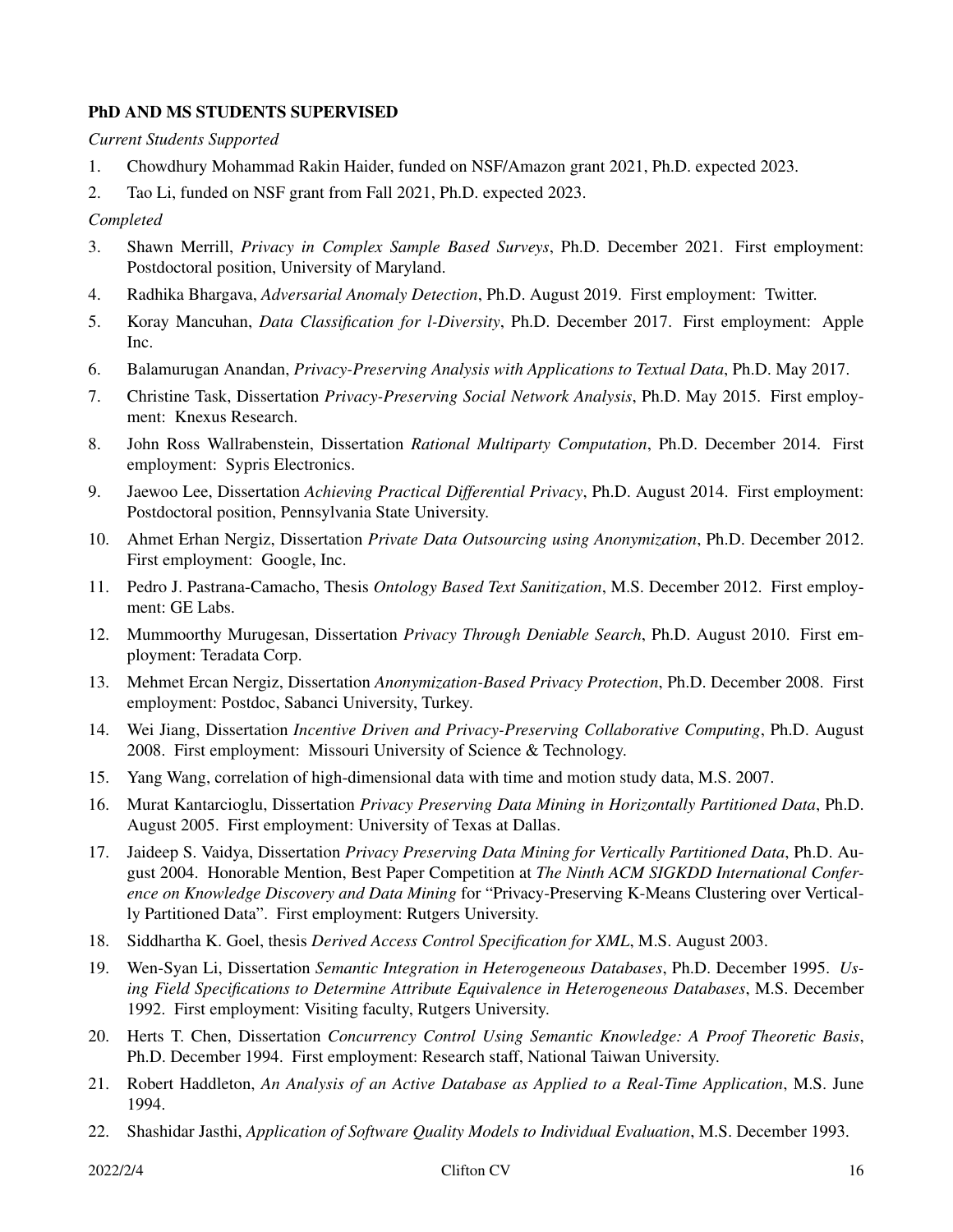**PhD AND MS STUDENTS SUPERVISED**

*Current Students Supported*

1. Chowdhury Mohammad Rakin Haider, funded on NSF/Amazon grant 2021, Ph.D. expected 2023.
2. Tao Li, funded on NSF grant from Fall 2021, Ph.D. expected 2023.

*Completed*

3. Shawn Merrill, *Privacy in Complex Sample Based Surveys*, Ph.D. December 2021. First employment: Postdoctoral position, University of Maryland.
4. Radhika Bhargava, *Adversarial Anomaly Detection*, Ph.D. August 2019. First employment: Twitter.
5. Koray Mancuhan, *Data Classification for l-Diversity*, Ph.D. December 2017. First employment: Apple Inc.
6. Balamurugan Anandan, *Privacy-Preserving Analysis with Applications to Textual Data*, Ph.D. May 2017.
7. Christine Task, Dissertation *Privacy-Preserving Social Network Analysis*, Ph.D. May 2015. First employment: Knexus Research.
8. John Ross Wallrabenstein, Dissertation *Rational Multiparty Computation*, Ph.D. December 2014. First employment: Sypris Electronics.
9. Jaewoo Lee, Dissertation *Achieving Practical Differential Privacy*, Ph.D. August 2014. First employment: Postdoctoral position, Pennsylvania State University.
10. Ahmet Erhan Nergiz, Dissertation *Private Data Outsourcing using Anonymization*, Ph.D. December 2012. First employment: Google, Inc.
11. Pedro J. Pastrana-Camacho, Thesis *Ontology Based Text Sanitization*, M.S. December 2012. First employment: GE Labs.
12. Mummoorthy Murugesan, Dissertation *Privacy Through Deniable Search*, Ph.D. August 2010. First employment: Teradata Corp.
13. Mehmet Ercan Nergiz, Dissertation *Anonymization-Based Privacy Protection*, Ph.D. December 2008. First employment: Postdoc, Sabanci University, Turkey.
14. Wei Jiang, Dissertation *Incentive Driven and Privacy-Preserving Collaborative Computing*, Ph.D. August 2008. First employment: Missouri University of Science & Technology.
15. Yang Wang, correlation of high-dimensional data with time and motion study data, M.S. 2007.
16. Murat Kantarcioglu, Dissertation *Privacy Preserving Data Mining in Horizontally Partitioned Data*, Ph.D. August 2005. First employment: University of Texas at Dallas.
17. Jaideep S. Vaidya, Dissertation *Privacy Preserving Data Mining for Vertically Partitioned Data*, Ph.D. August 2004. Honorable Mention, Best Paper Competition at *The Ninth ACM SIGKDD International Conference on Knowledge Discovery and Data Mining* for "Privacy-Preserving K-Means Clustering over Vertically Partitioned Data". First employment: Rutgers University.
18. Siddhartha K. Goel, thesis *Derived Access Control Specification for XML*, M.S. August 2003.
19. Wen-Syan Li, Dissertation *Semantic Integration in Heterogeneous Databases*, Ph.D. December 1995. *Using Field Specifications to Determine Attribute Equivalence in Heterogeneous Databases*, M.S. December 1992. First employment: Visiting faculty, Rutgers University.
20. Herts T. Chen, Dissertation *Concurrency Control Using Semantic Knowledge: A Proof Theoretic Basis*, Ph.D. December 1994. First employment: Research staff, National Taiwan University.
21. Robert Haddleton, *An Analysis of an Active Database as Applied to a Real-Time Application*, M.S. June 1994.
22. Shashidar Jasthi, *Application of Software Quality Models to Individual Evaluation*, M.S. December 1993.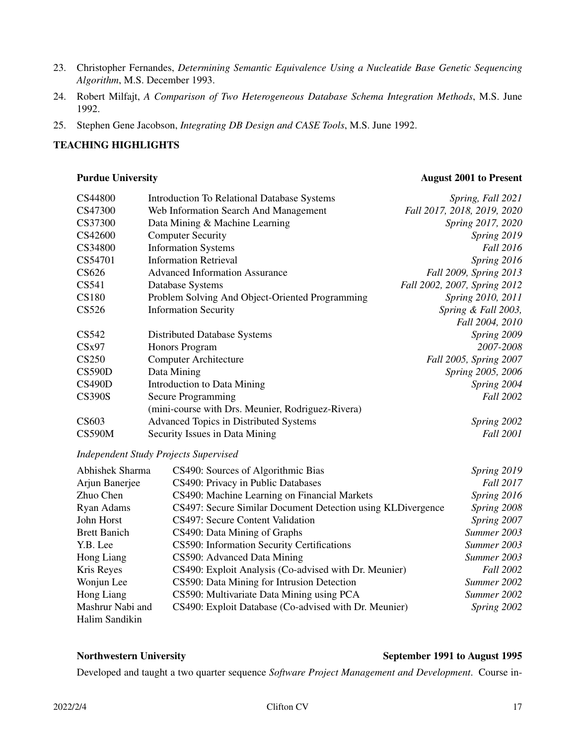23. Christopher Fernandes, *Determining Semantic Equivalence Using a Nucleatide Base Genetic Sequencing Algorithm*, M.S. December 1993.
24. Robert Milfajt, *A Comparison of Two Heterogeneous Database Schema Integration Methods*, M.S. June 1992.
25. Stephen Gene Jacobson, *Integrating DB Design and CASE Tools*, M.S. June 1992.

## TEACHING HIGHLIGHTS

### Purdue University — August 2001 to Present

| | | |
|---|---|---|
| CS44800 | Introduction To Relational Database Systems | *Spring, Fall 2021* |
| CS47300 | Web Information Search And Management | *Fall 2017, 2018, 2019, 2020* |
| CS37300 | Data Mining & Machine Learning | *Spring 2017, 2020* |
| CS42600 | Computer Security | *Spring 2019* |
| CS34800 | Information Systems | *Fall 2016* |
| CS54701 | Information Retrieval | *Spring 2016* |
| CS626 | Advanced Information Assurance | *Fall 2009, Spring 2013* |
| CS541 | Database Systems | *Fall 2002, 2007, Spring 2012* |
| CS180 | Problem Solving And Object-Oriented Programming | *Spring 2010, 2011* |
| CS526 | Information Security | *Spring & Fall 2003, Fall 2004, 2010* |
| CS542 | Distributed Database Systems | *Spring 2009* |
| CSx97 | Honors Program | *2007-2008* |
| CS250 | Computer Architecture | *Fall 2005, Spring 2007* |
| CS590D | Data Mining | *Spring 2005, 2006* |
| CS490D | Introduction to Data Mining | *Spring 2004* |
| CS390S | Secure Programming (mini-course with Drs. Meunier, Rodriguez-Rivera) | *Fall 2002* |
| CS603 | Advanced Topics in Distributed Systems | *Spring 2002* |
| CS590M | Security Issues in Data Mining | *Fall 2001* |

*Independent Study Projects Supervised*

| | | |
|---|---|---|
| Abhishek Sharma | CS490: Sources of Algorithmic Bias | *Spring 2019* |
| Arjun Banerjee | CS490: Privacy in Public Databases | *Fall 2017* |
| Zhuo Chen | CS490: Machine Learning on Financial Markets | *Spring 2016* |
| Ryan Adams | CS497: Secure Similar Document Detection using KLDivergence | *Spring 2008* |
| John Horst | CS497: Secure Content Validation | *Spring 2007* |
| Brett Banich | CS490: Data Mining of Graphs | *Summer 2003* |
| Y.B. Lee | CS590: Information Security Certifications | *Summer 2003* |
| Hong Liang | CS590: Advanced Data Mining | *Summer 2003* |
| Kris Reyes | CS490: Exploit Analysis (Co-advised with Dr. Meunier) | *Fall 2002* |
| Wonjun Lee | CS590: Data Mining for Intrusion Detection | *Summer 2002* |
| Hong Liang | CS590: Multivariate Data Mining using PCA | *Summer 2002* |
| Mashrur Nabi and Halim Sandikin | CS490: Exploit Database (Co-advised with Dr. Meunier) | *Spring 2002* |

### Northwestern University — September 1991 to August 1995

Developed and taught a two quarter sequence *Software Project Management and Development*. Course in-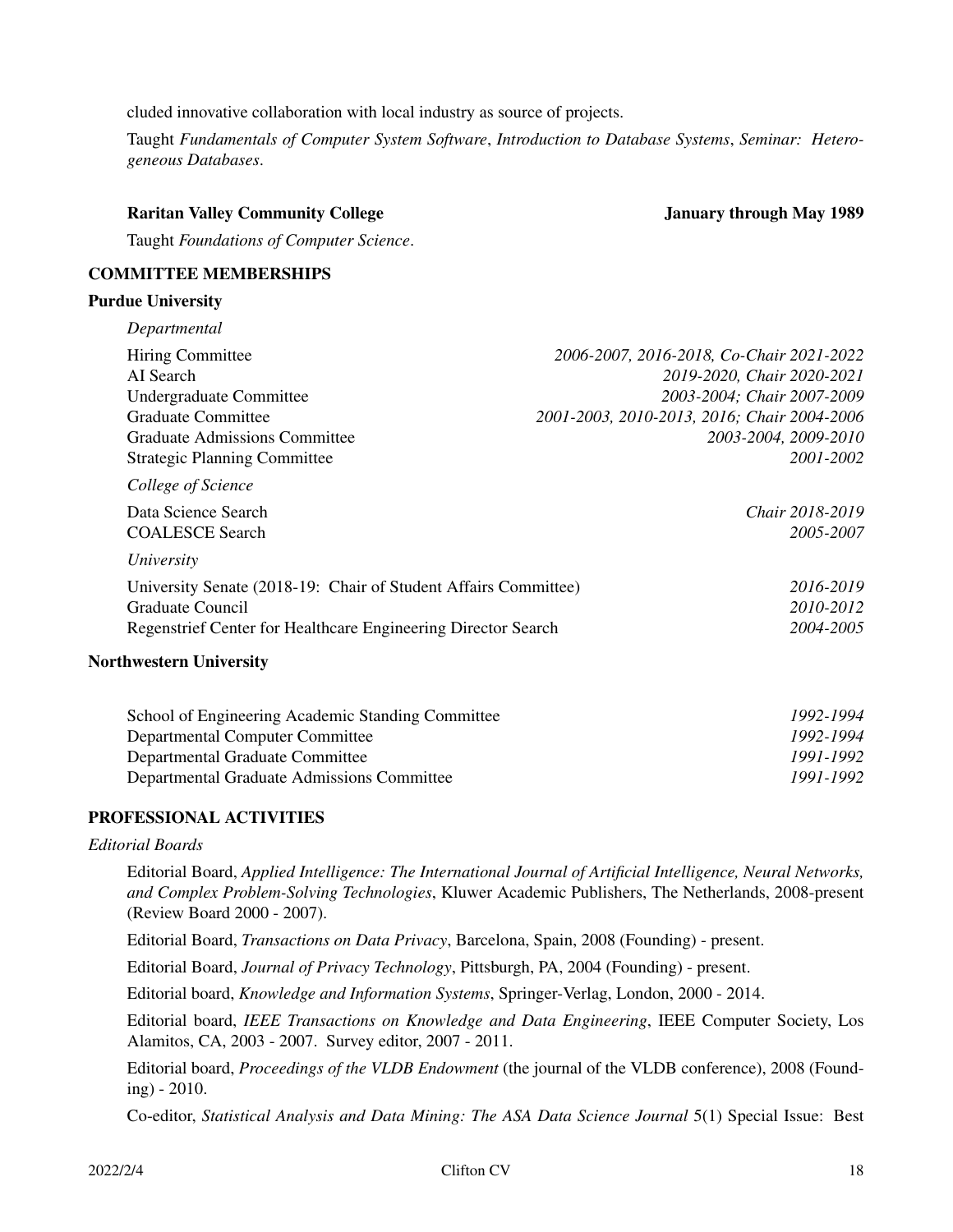cluded innovative collaboration with local industry as source of projects.

Taught *Fundamentals of Computer System Software*, *Introduction to Database Systems*, *Seminar: Heterogeneous Databases*.

**Raritan Valley Community College** **January through May 1989**

Taught *Foundations of Computer Science*.

## COMMITTEE MEMBERSHIPS

### Purdue University

*Departmental*

| | |
|---|---|
| Hiring Committee | *2006-2007, 2016-2018, Co-Chair 2021-2022* |
| AI Search | *2019-2020, Chair 2020-2021* |
| Undergraduate Committee | *2003-2004; Chair 2007-2009* |
| Graduate Committee | *2001-2003, 2010-2013, 2016; Chair 2004-2006* |
| Graduate Admissions Committee | *2003-2004, 2009-2010* |
| Strategic Planning Committee | *2001-2002* |

*College of Science*

| | |
|---|---|
| Data Science Search | *Chair 2018-2019* |
| COALESCE Search | *2005-2007* |

*University*

| | |
|---|---|
| University Senate (2018-19: Chair of Student Affairs Committee) | *2016-2019* |
| Graduate Council | *2010-2012* |
| Regenstrief Center for Healthcare Engineering Director Search | *2004-2005* |

### Northwestern University

| | |
|---|---|
| School of Engineering Academic Standing Committee | *1992-1994* |
| Departmental Computer Committee | *1992-1994* |
| Departmental Graduate Committee | *1991-1992* |
| Departmental Graduate Admissions Committee | *1991-1992* |

## PROFESSIONAL ACTIVITIES

*Editorial Boards*

Editorial Board, *Applied Intelligence: The International Journal of Artificial Intelligence, Neural Networks, and Complex Problem-Solving Technologies*, Kluwer Academic Publishers, The Netherlands, 2008-present (Review Board 2000 - 2007).

Editorial Board, *Transactions on Data Privacy*, Barcelona, Spain, 2008 (Founding) - present.

Editorial Board, *Journal of Privacy Technology*, Pittsburgh, PA, 2004 (Founding) - present.

Editorial board, *Knowledge and Information Systems*, Springer-Verlag, London, 2000 - 2014.

Editorial board, *IEEE Transactions on Knowledge and Data Engineering*, IEEE Computer Society, Los Alamitos, CA, 2003 - 2007. Survey editor, 2007 - 2011.

Editorial board, *Proceedings of the VLDB Endowment* (the journal of the VLDB conference), 2008 (Founding) - 2010.

Co-editor, *Statistical Analysis and Data Mining: The ASA Data Science Journal* 5(1) Special Issue: Best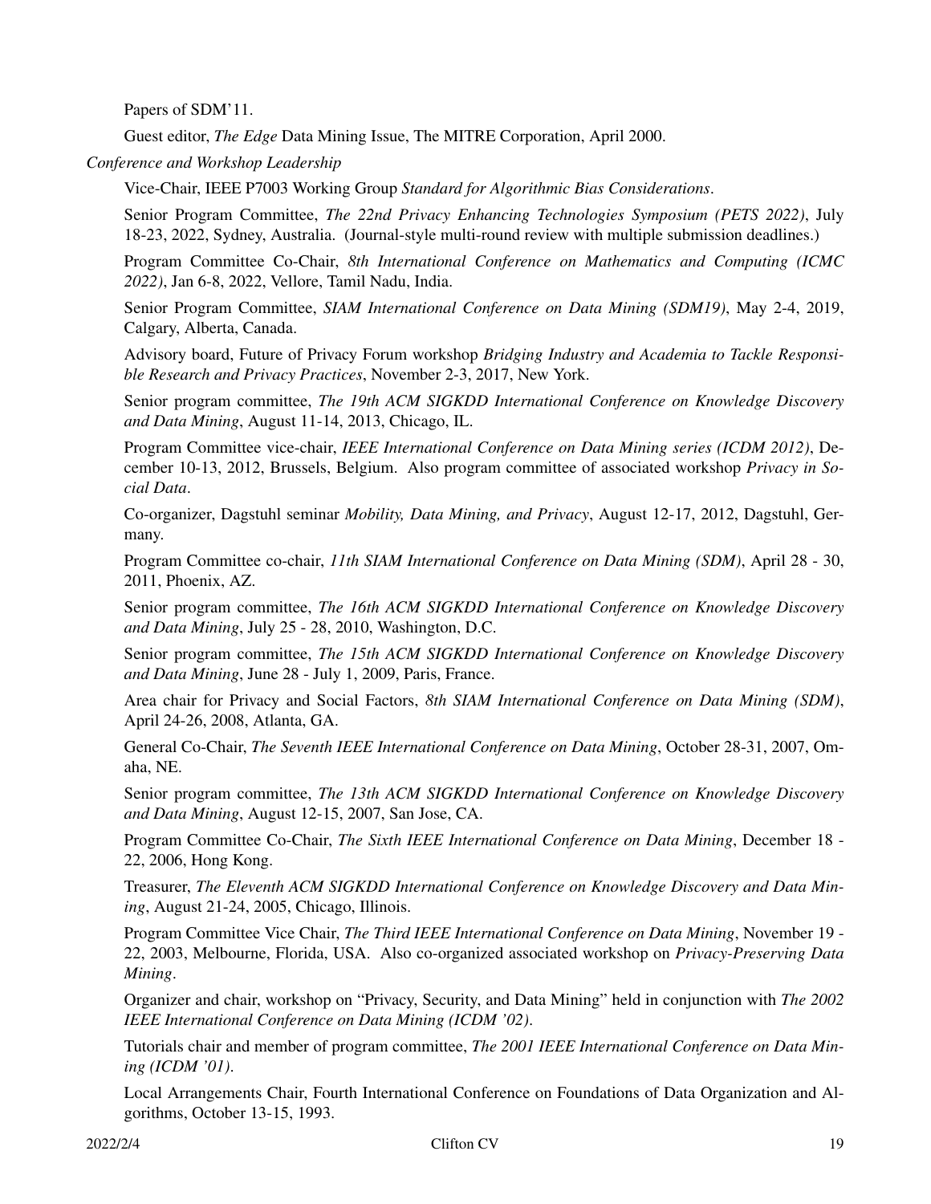Papers of SDM'11.

Guest editor, *The Edge* Data Mining Issue, The MITRE Corporation, April 2000.

*Conference and Workshop Leadership*

Vice-Chair, IEEE P7003 Working Group *Standard for Algorithmic Bias Considerations*.

Senior Program Committee, *The 22nd Privacy Enhancing Technologies Symposium (PETS 2022)*, July 18-23, 2022, Sydney, Australia. (Journal-style multi-round review with multiple submission deadlines.)

Program Committee Co-Chair, *8th International Conference on Mathematics and Computing (ICMC 2022)*, Jan 6-8, 2022, Vellore, Tamil Nadu, India.

Senior Program Committee, *SIAM International Conference on Data Mining (SDM19)*, May 2-4, 2019, Calgary, Alberta, Canada.

Advisory board, Future of Privacy Forum workshop *Bridging Industry and Academia to Tackle Responsible Research and Privacy Practices*, November 2-3, 2017, New York.

Senior program committee, *The 19th ACM SIGKDD International Conference on Knowledge Discovery and Data Mining*, August 11-14, 2013, Chicago, IL.

Program Committee vice-chair, *IEEE International Conference on Data Mining series (ICDM 2012)*, December 10-13, 2012, Brussels, Belgium. Also program committee of associated workshop *Privacy in Social Data*.

Co-organizer, Dagstuhl seminar *Mobility, Data Mining, and Privacy*, August 12-17, 2012, Dagstuhl, Germany.

Program Committee co-chair, *11th SIAM International Conference on Data Mining (SDM)*, April 28 - 30, 2011, Phoenix, AZ.

Senior program committee, *The 16th ACM SIGKDD International Conference on Knowledge Discovery and Data Mining*, July 25 - 28, 2010, Washington, D.C.

Senior program committee, *The 15th ACM SIGKDD International Conference on Knowledge Discovery and Data Mining*, June 28 - July 1, 2009, Paris, France.

Area chair for Privacy and Social Factors, *8th SIAM International Conference on Data Mining (SDM)*, April 24-26, 2008, Atlanta, GA.

General Co-Chair, *The Seventh IEEE International Conference on Data Mining*, October 28-31, 2007, Omaha, NE.

Senior program committee, *The 13th ACM SIGKDD International Conference on Knowledge Discovery and Data Mining*, August 12-15, 2007, San Jose, CA.

Program Committee Co-Chair, *The Sixth IEEE International Conference on Data Mining*, December 18 - 22, 2006, Hong Kong.

Treasurer, *The Eleventh ACM SIGKDD International Conference on Knowledge Discovery and Data Mining*, August 21-24, 2005, Chicago, Illinois.

Program Committee Vice Chair, *The Third IEEE International Conference on Data Mining*, November 19 - 22, 2003, Melbourne, Florida, USA. Also co-organized associated workshop on *Privacy-Preserving Data Mining*.

Organizer and chair, workshop on "Privacy, Security, and Data Mining" held in conjunction with *The 2002 IEEE International Conference on Data Mining (ICDM '02)*.

Tutorials chair and member of program committee, *The 2001 IEEE International Conference on Data Mining (ICDM '01)*.

Local Arrangements Chair, Fourth International Conference on Foundations of Data Organization and Algorithms, October 13-15, 1993.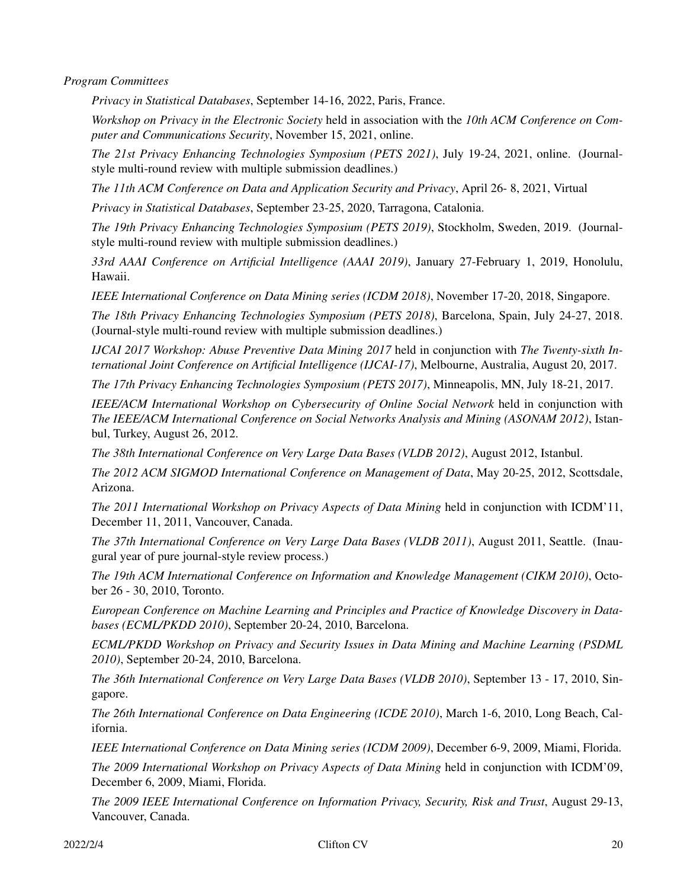*Program Committees*

*Privacy in Statistical Databases*, September 14-16, 2022, Paris, France.

*Workshop on Privacy in the Electronic Society* held in association with the *10th ACM Conference on Computer and Communications Security*, November 15, 2021, online.

*The 21st Privacy Enhancing Technologies Symposium (PETS 2021)*, July 19-24, 2021, online. (Journal-style multi-round review with multiple submission deadlines.)

*The 11th ACM Conference on Data and Application Security and Privacy*, April 26- 8, 2021, Virtual

*Privacy in Statistical Databases*, September 23-25, 2020, Tarragona, Catalonia.

*The 19th Privacy Enhancing Technologies Symposium (PETS 2019)*, Stockholm, Sweden, 2019. (Journal-style multi-round review with multiple submission deadlines.)

*33rd AAAI Conference on Artificial Intelligence (AAAI 2019)*, January 27-February 1, 2019, Honolulu, Hawaii.

*IEEE International Conference on Data Mining series (ICDM 2018)*, November 17-20, 2018, Singapore.

*The 18th Privacy Enhancing Technologies Symposium (PETS 2018)*, Barcelona, Spain, July 24-27, 2018. (Journal-style multi-round review with multiple submission deadlines.)

*IJCAI 2017 Workshop: Abuse Preventive Data Mining 2017* held in conjunction with *The Twenty-sixth International Joint Conference on Artificial Intelligence (IJCAI-17)*, Melbourne, Australia, August 20, 2017.

*The 17th Privacy Enhancing Technologies Symposium (PETS 2017)*, Minneapolis, MN, July 18-21, 2017.

*IEEE/ACM International Workshop on Cybersecurity of Online Social Network* held in conjunction with *The IEEE/ACM International Conference on Social Networks Analysis and Mining (ASONAM 2012)*, Istanbul, Turkey, August 26, 2012.

*The 38th International Conference on Very Large Data Bases (VLDB 2012)*, August 2012, Istanbul.

*The 2012 ACM SIGMOD International Conference on Management of Data*, May 20-25, 2012, Scottsdale, Arizona.

*The 2011 International Workshop on Privacy Aspects of Data Mining* held in conjunction with ICDM'11, December 11, 2011, Vancouver, Canada.

*The 37th International Conference on Very Large Data Bases (VLDB 2011)*, August 2011, Seattle. (Inaugural year of pure journal-style review process.)

*The 19th ACM International Conference on Information and Knowledge Management (CIKM 2010)*, October 26 - 30, 2010, Toronto.

*European Conference on Machine Learning and Principles and Practice of Knowledge Discovery in Databases (ECML/PKDD 2010)*, September 20-24, 2010, Barcelona.

*ECML/PKDD Workshop on Privacy and Security Issues in Data Mining and Machine Learning (PSDML 2010)*, September 20-24, 2010, Barcelona.

*The 36th International Conference on Very Large Data Bases (VLDB 2010)*, September 13 - 17, 2010, Singapore.

*The 26th International Conference on Data Engineering (ICDE 2010)*, March 1-6, 2010, Long Beach, California.

*IEEE International Conference on Data Mining series (ICDM 2009)*, December 6-9, 2009, Miami, Florida.

*The 2009 International Workshop on Privacy Aspects of Data Mining* held in conjunction with ICDM'09, December 6, 2009, Miami, Florida.

*The 2009 IEEE International Conference on Information Privacy, Security, Risk and Trust*, August 29-13, Vancouver, Canada.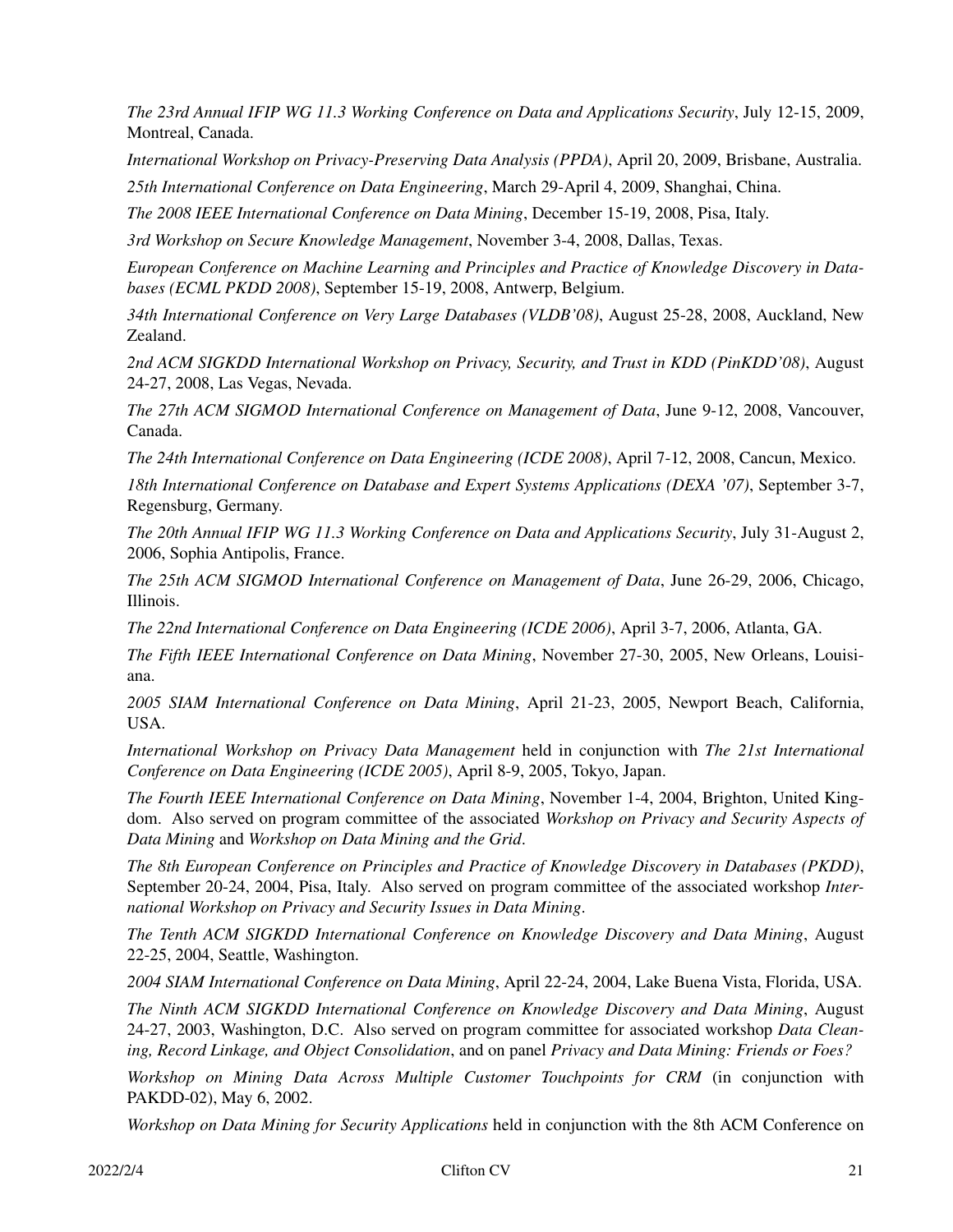*The 23rd Annual IFIP WG 11.3 Working Conference on Data and Applications Security*, July 12-15, 2009, Montreal, Canada.

*International Workshop on Privacy-Preserving Data Analysis (PPDA)*, April 20, 2009, Brisbane, Australia.

*25th International Conference on Data Engineering*, March 29-April 4, 2009, Shanghai, China.

*The 2008 IEEE International Conference on Data Mining*, December 15-19, 2008, Pisa, Italy.

*3rd Workshop on Secure Knowledge Management*, November 3-4, 2008, Dallas, Texas.

*European Conference on Machine Learning and Principles and Practice of Knowledge Discovery in Databases (ECML PKDD 2008)*, September 15-19, 2008, Antwerp, Belgium.

*34th International Conference on Very Large Databases (VLDB'08)*, August 25-28, 2008, Auckland, New Zealand.

*2nd ACM SIGKDD International Workshop on Privacy, Security, and Trust in KDD (PinKDD'08)*, August 24-27, 2008, Las Vegas, Nevada.

*The 27th ACM SIGMOD International Conference on Management of Data*, June 9-12, 2008, Vancouver, Canada.

*The 24th International Conference on Data Engineering (ICDE 2008)*, April 7-12, 2008, Cancun, Mexico.

*18th International Conference on Database and Expert Systems Applications (DEXA '07)*, September 3-7, Regensburg, Germany.

*The 20th Annual IFIP WG 11.3 Working Conference on Data and Applications Security*, July 31-August 2, 2006, Sophia Antipolis, France.

*The 25th ACM SIGMOD International Conference on Management of Data*, June 26-29, 2006, Chicago, Illinois.

*The 22nd International Conference on Data Engineering (ICDE 2006)*, April 3-7, 2006, Atlanta, GA.

*The Fifth IEEE International Conference on Data Mining*, November 27-30, 2005, New Orleans, Louisiana.

*2005 SIAM International Conference on Data Mining*, April 21-23, 2005, Newport Beach, California, USA.

*International Workshop on Privacy Data Management* held in conjunction with *The 21st International Conference on Data Engineering (ICDE 2005)*, April 8-9, 2005, Tokyo, Japan.

*The Fourth IEEE International Conference on Data Mining*, November 1-4, 2004, Brighton, United Kingdom. Also served on program committee of the associated *Workshop on Privacy and Security Aspects of Data Mining* and *Workshop on Data Mining and the Grid*.

*The 8th European Conference on Principles and Practice of Knowledge Discovery in Databases (PKDD)*, September 20-24, 2004, Pisa, Italy. Also served on program committee of the associated workshop *International Workshop on Privacy and Security Issues in Data Mining*.

*The Tenth ACM SIGKDD International Conference on Knowledge Discovery and Data Mining*, August 22-25, 2004, Seattle, Washington.

*2004 SIAM International Conference on Data Mining*, April 22-24, 2004, Lake Buena Vista, Florida, USA.

*The Ninth ACM SIGKDD International Conference on Knowledge Discovery and Data Mining*, August 24-27, 2003, Washington, D.C. Also served on program committee for associated workshop *Data Cleaning, Record Linkage, and Object Consolidation*, and on panel *Privacy and Data Mining: Friends or Foes?*

*Workshop on Mining Data Across Multiple Customer Touchpoints for CRM* (in conjunction with PAKDD-02), May 6, 2002.

*Workshop on Data Mining for Security Applications* held in conjunction with the 8th ACM Conference on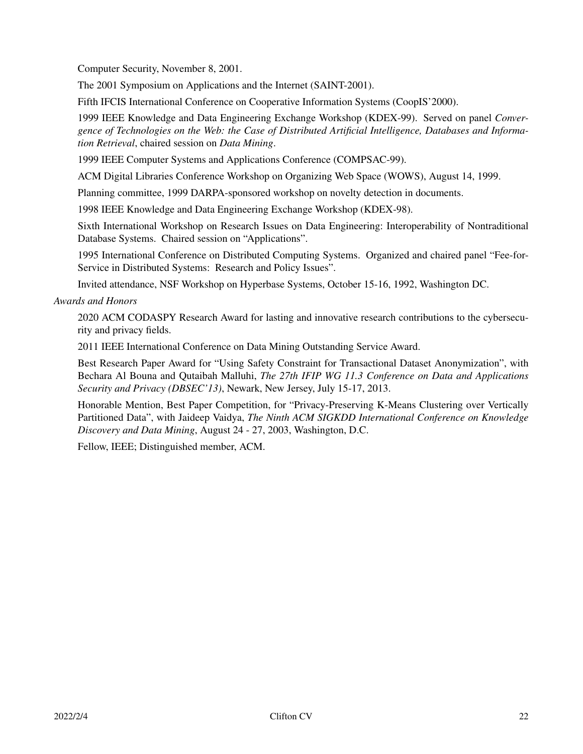Computer Security, November 8, 2001.

The 2001 Symposium on Applications and the Internet (SAINT-2001).

Fifth IFCIS International Conference on Cooperative Information Systems (CoopIS'2000).

1999 IEEE Knowledge and Data Engineering Exchange Workshop (KDEX-99). Served on panel *Convergence of Technologies on the Web: the Case of Distributed Artificial Intelligence, Databases and Information Retrieval*, chaired session on *Data Mining*.

1999 IEEE Computer Systems and Applications Conference (COMPSAC-99).

ACM Digital Libraries Conference Workshop on Organizing Web Space (WOWS), August 14, 1999.

Planning committee, 1999 DARPA-sponsored workshop on novelty detection in documents.

1998 IEEE Knowledge and Data Engineering Exchange Workshop (KDEX-98).

Sixth International Workshop on Research Issues on Data Engineering: Interoperability of Nontraditional Database Systems. Chaired session on "Applications".

1995 International Conference on Distributed Computing Systems. Organized and chaired panel "Fee-for-Service in Distributed Systems: Research and Policy Issues".

Invited attendance, NSF Workshop on Hyperbase Systems, October 15-16, 1992, Washington DC.

*Awards and Honors*

2020 ACM CODASPY Research Award for lasting and innovative research contributions to the cybersecurity and privacy fields.

2011 IEEE International Conference on Data Mining Outstanding Service Award.

Best Research Paper Award for "Using Safety Constraint for Transactional Dataset Anonymization", with Bechara Al Bouna and Qutaibah Malluhi, *The 27th IFIP WG 11.3 Conference on Data and Applications Security and Privacy (DBSEC'13)*, Newark, New Jersey, July 15-17, 2013.

Honorable Mention, Best Paper Competition, for "Privacy-Preserving K-Means Clustering over Vertically Partitioned Data", with Jaideep Vaidya, *The Ninth ACM SIGKDD International Conference on Knowledge Discovery and Data Mining*, August 24 - 27, 2003, Washington, D.C.

Fellow, IEEE; Distinguished member, ACM.